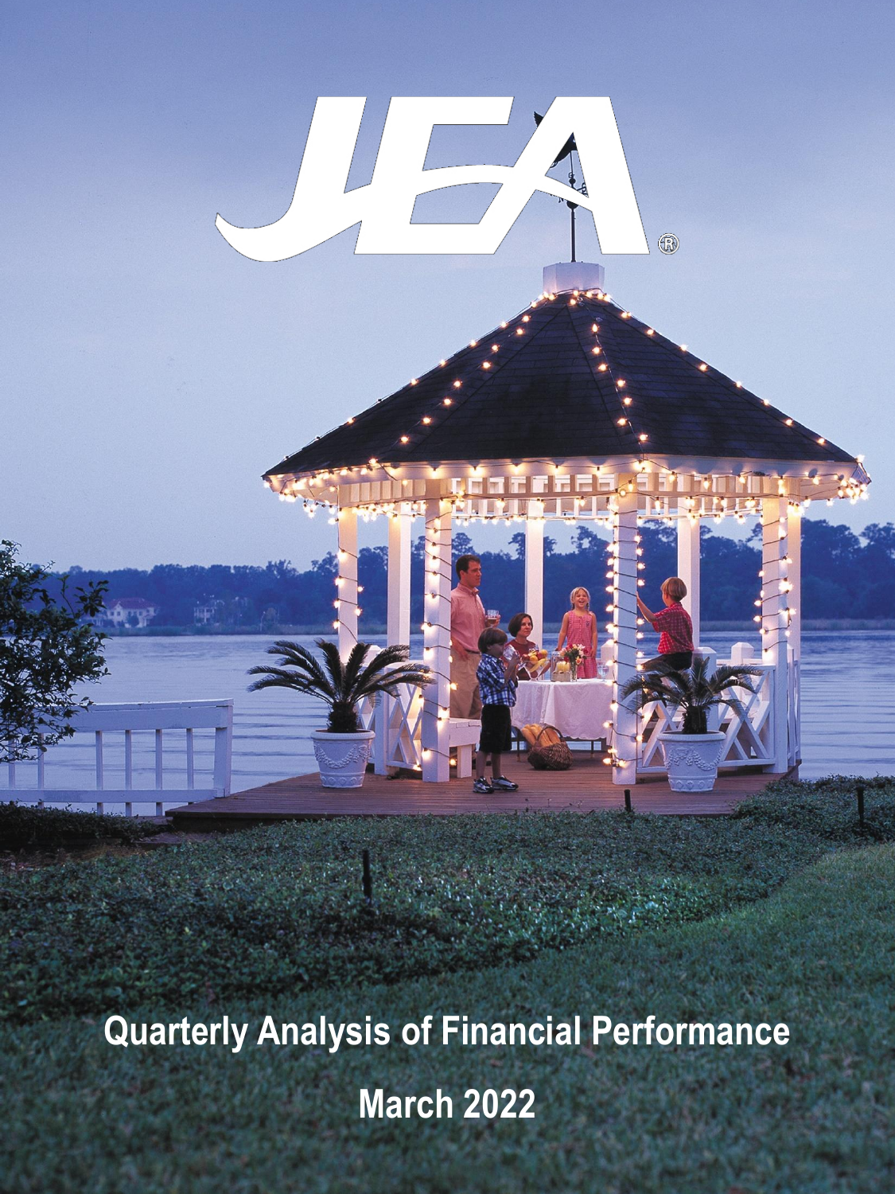JEA®

# Quarterly Analysis of Financial Performance

## March 2022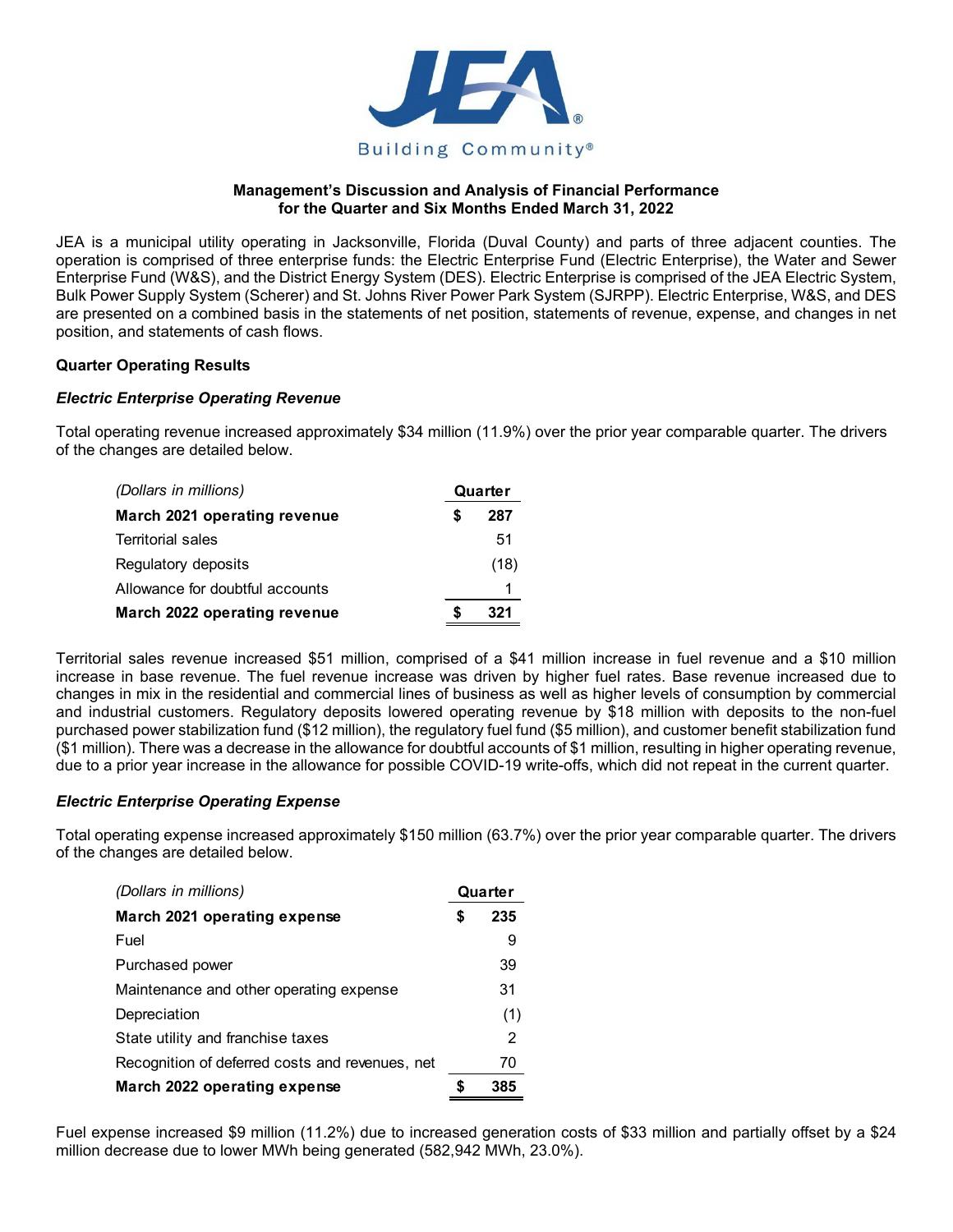JEA

Building Community®

**Management's Discussion and Analysis of Financial Performance for the Quarter and Six Months Ended March 31, 2022**

JEA is a municipal utility operating in Jacksonville, Florida (Duval County) and parts of three adjacent counties. The operation is comprised of three enterprise funds: the Electric Enterprise Fund (Electric Enterprise), the Water and Sewer Enterprise Fund (W&S), and the District Energy System (DES). Electric Enterprise is comprised of the JEA Electric System, Bulk Power Supply System (Scherer) and St. Johns River Power Park System (SJRPP). Electric Enterprise, W&S, and DES are presented on a combined basis in the statements of net position, statements of revenue, expense, and changes in net position, and statements of cash flows.

## Quarter Operating Results

### *Electric Enterprise Operating Revenue*

Total operating revenue increased approximately $34 million (11.9%) over the prior year comparable quarter. The drivers of the changes are detailed below.

| *(Dollars in millions)* | Quarter |
|---|---|
| **March 2021 operating revenue** | **$ 287** |
| Territorial sales | 51 |
| Regulatory deposits | (18) |
| Allowance for doubtful accounts | 1 |
| **March 2022 operating revenue** | **$ 321** |

Territorial sales revenue increased $51 million, comprised of a $41 million increase in fuel revenue and a $10 million increase in base revenue. The fuel revenue increase was driven by higher fuel rates. Base revenue increased due to changes in mix in the residential and commercial lines of business as well as higher levels of consumption by commercial and industrial customers. Regulatory deposits lowered operating revenue by $18 million with deposits to the non-fuel purchased power stabilization fund ($12 million), the regulatory fuel fund ($5 million), and customer benefit stabilization fund ($1 million). There was a decrease in the allowance for doubtful accounts of $1 million, resulting in higher operating revenue, due to a prior year increase in the allowance for possible COVID-19 write-offs, which did not repeat in the current quarter.

### *Electric Enterprise Operating Expense*

Total operating expense increased approximately $150 million (63.7%) over the prior year comparable quarter. The drivers of the changes are detailed below.

| *(Dollars in millions)* | Quarter |
|---|---|
| **March 2021 operating expense** | **$ 235** |
| Fuel | 9 |
| Purchased power | 39 |
| Maintenance and other operating expense | 31 |
| Depreciation | (1) |
| State utility and franchise taxes | 2 |
| Recognition of deferred costs and revenues, net | 70 |
| **March 2022 operating expense** | **$ 385** |

Fuel expense increased $9 million (11.2%) due to increased generation costs of $33 million and partially offset by a $24 million decrease due to lower MWh being generated (582,942 MWh, 23.0%).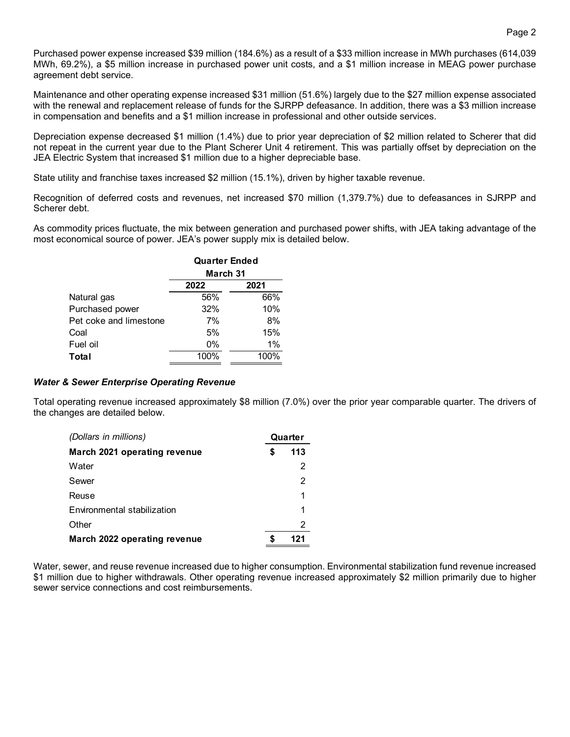Purchased power expense increased $39 million (184.6%) as a result of a $33 million increase in MWh purchases (614,039 MWh, 69.2%), a $5 million increase in purchased power unit costs, and a $1 million increase in MEAG power purchase agreement debt service.

Maintenance and other operating expense increased $31 million (51.6%) largely due to the $27 million expense associated with the renewal and replacement release of funds for the SJRPP defeasance. In addition, there was a $3 million increase in compensation and benefits and a $1 million increase in professional and other outside services.

Depreciation expense decreased $1 million (1.4%) due to prior year depreciation of $2 million related to Scherer that did not repeat in the current year due to the Plant Scherer Unit 4 retirement. This was partially offset by depreciation on the JEA Electric System that increased $1 million due to a higher depreciable base.

State utility and franchise taxes increased $2 million (15.1%), driven by higher taxable revenue.

Recognition of deferred costs and revenues, net increased $70 million (1,379.7%) due to defeasances in SJRPP and Scherer debt.

As commodity prices fluctuate, the mix between generation and purchased power shifts, with JEA taking advantage of the most economical source of power. JEA's power supply mix is detailed below.

| | Quarter Ended March 31 | |
|---|---|---|
| | 2022 | 2021 |
| Natural gas | 56% | 66% |
| Purchased power | 32% | 10% |
| Pet coke and limestone | 7% | 8% |
| Coal | 5% | 15% |
| Fuel oil | 0% | 1% |
| **Total** | 100% | 100% |

### *Water & Sewer Enterprise Operating Revenue*

Total operating revenue increased approximately $8 million (7.0%) over the prior year comparable quarter. The drivers of the changes are detailed below.

| *(Dollars in millions)* | Quarter |
|---|---|
| **March 2021 operating revenue** | **$ 113** |
| Water | 2 |
| Sewer | 2 |
| Reuse | 1 |
| Environmental stabilization | 1 |
| Other | 2 |
| **March 2022 operating revenue** | **$ 121** |

Water, sewer, and reuse revenue increased due to higher consumption. Environmental stabilization fund revenue increased $1 million due to higher withdrawals. Other operating revenue increased approximately $2 million primarily due to higher sewer service connections and cost reimbursements.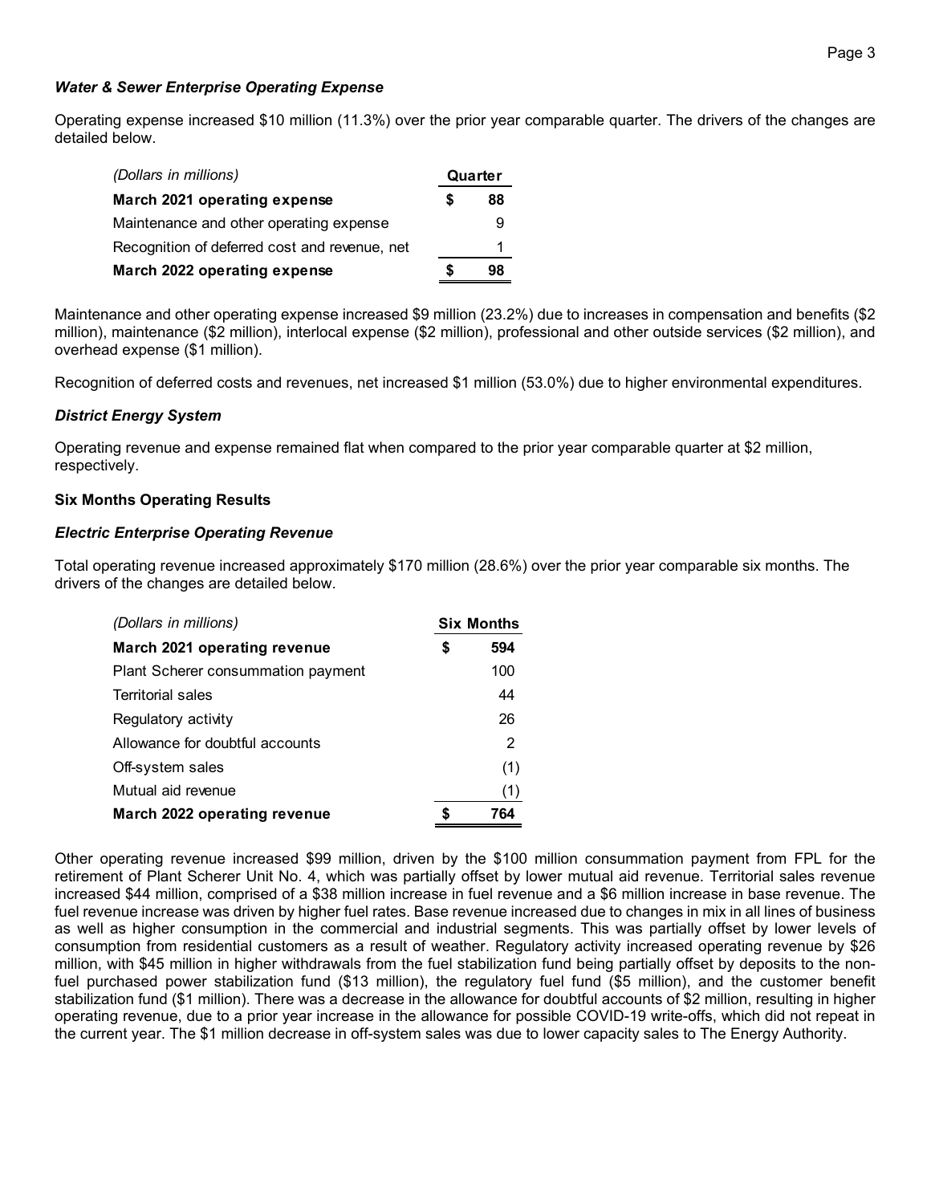### *Water & Sewer Enterprise Operating Expense*

Operating expense increased $10 million (11.3%) over the prior year comparable quarter. The drivers of the changes are detailed below.

| *(Dollars in millions)* | Quarter |
|---|---|
| **March 2021 operating expense** | **$ 88** |
| Maintenance and other operating expense | 9 |
| Recognition of deferred cost and revenue, net | 1 |
| **March 2022 operating expense** | **$ 98** |

Maintenance and other operating expense increased $9 million (23.2%) due to increases in compensation and benefits ($2 million), maintenance ($2 million), interlocal expense ($2 million), professional and other outside services ($2 million), and overhead expense ($1 million).

Recognition of deferred costs and revenues, net increased $1 million (53.0%) due to higher environmental expenditures.

### *District Energy System*

Operating revenue and expense remained flat when compared to the prior year comparable quarter at $2 million, respectively.

### Six Months Operating Results

### *Electric Enterprise Operating Revenue*

Total operating revenue increased approximately $170 million (28.6%) over the prior year comparable six months. The drivers of the changes are detailed below.

| *(Dollars in millions)* | Six Months |
|---|---|
| **March 2021 operating revenue** | **$ 594** |
| Plant Scherer consummation payment | 100 |
| Territorial sales | 44 |
| Regulatory activity | 26 |
| Allowance for doubtful accounts | 2 |
| Off-system sales | (1) |
| Mutual aid revenue | (1) |
| **March 2022 operating revenue** | **$ 764** |

Other operating revenue increased $99 million, driven by the $100 million consummation payment from FPL for the retirement of Plant Scherer Unit No. 4, which was partially offset by lower mutual aid revenue. Territorial sales revenue increased $44 million, comprised of a $38 million increase in fuel revenue and a $6 million increase in base revenue. The fuel revenue increase was driven by higher fuel rates. Base revenue increased due to changes in mix in all lines of business as well as higher consumption in the commercial and industrial segments. This was partially offset by lower levels of consumption from residential customers as a result of weather. Regulatory activity increased operating revenue by $26 million, with $45 million in higher withdrawals from the fuel stabilization fund being partially offset by deposits to the non-fuel purchased power stabilization fund ($13 million), the regulatory fuel fund ($5 million), and the customer benefit stabilization fund ($1 million). There was a decrease in the allowance for doubtful accounts of $2 million, resulting in higher operating revenue, due to a prior year increase in the allowance for possible COVID-19 write-offs, which did not repeat in the current year. The $1 million decrease in off-system sales was due to lower capacity sales to The Energy Authority.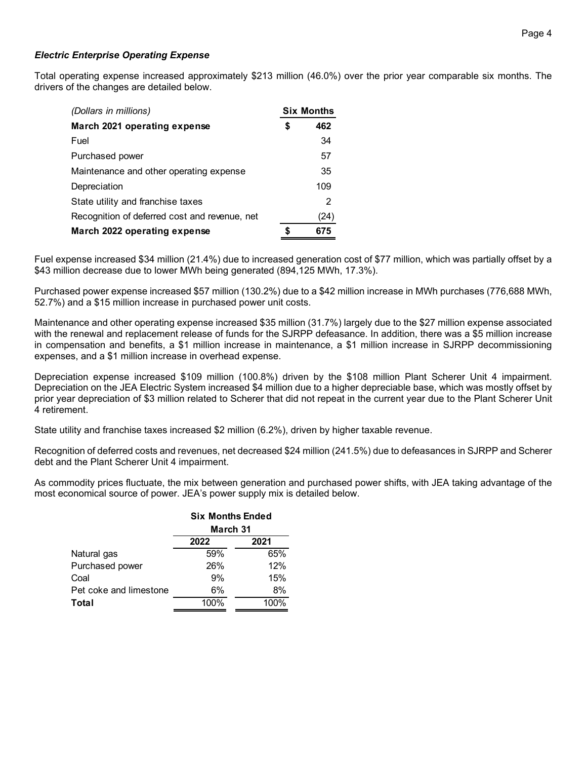### *Electric Enterprise Operating Expense*

Total operating expense increased approximately $213 million (46.0%) over the prior year comparable six months. The drivers of the changes are detailed below.

| *(Dollars in millions)* | | **Six Months** |
|---|---|---|
| **March 2021 operating expense** | **$** | **462** |
| Fuel | | 34 |
| Purchased power | | 57 |
| Maintenance and other operating expense | | 35 |
| Depreciation | | 109 |
| State utility and franchise taxes | | 2 |
| Recognition of deferred cost and revenue, net | | (24) |
| **March 2022 operating expense** | **$** | **675** |

Fuel expense increased $34 million (21.4%) due to increased generation cost of $77 million, which was partially offset by a $43 million decrease due to lower MWh being generated (894,125 MWh, 17.3%).

Purchased power expense increased $57 million (130.2%) due to a $42 million increase in MWh purchases (776,688 MWh, 52.7%) and a $15 million increase in purchased power unit costs.

Maintenance and other operating expense increased $35 million (31.7%) largely due to the $27 million expense associated with the renewal and replacement release of funds for the SJRPP defeasance. In addition, there was a $5 million increase in compensation and benefits, a $1 million increase in maintenance, a $1 million increase in SJRPP decommissioning expenses, and a $1 million increase in overhead expense.

Depreciation expense increased $109 million (100.8%) driven by the $108 million Plant Scherer Unit 4 impairment. Depreciation on the JEA Electric System increased $4 million due to a higher depreciable base, which was mostly offset by prior year depreciation of $3 million related to Scherer that did not repeat in the current year due to the Plant Scherer Unit 4 retirement.

State utility and franchise taxes increased $2 million (6.2%), driven by higher taxable revenue.

Recognition of deferred costs and revenues, net decreased $24 million (241.5%) due to defeasances in SJRPP and Scherer debt and the Plant Scherer Unit 4 impairment.

As commodity prices fluctuate, the mix between generation and purchased power shifts, with JEA taking advantage of the most economical source of power. JEA's power supply mix is detailed below.

| | **Six Months Ended March 31** | |
|---|---|---|
| | **2022** | **2021** |
| Natural gas | 59% | 65% |
| Purchased power | 26% | 12% |
| Coal | 9% | 15% |
| Pet coke and limestone | 6% | 8% |
| **Total** | 100% | 100% |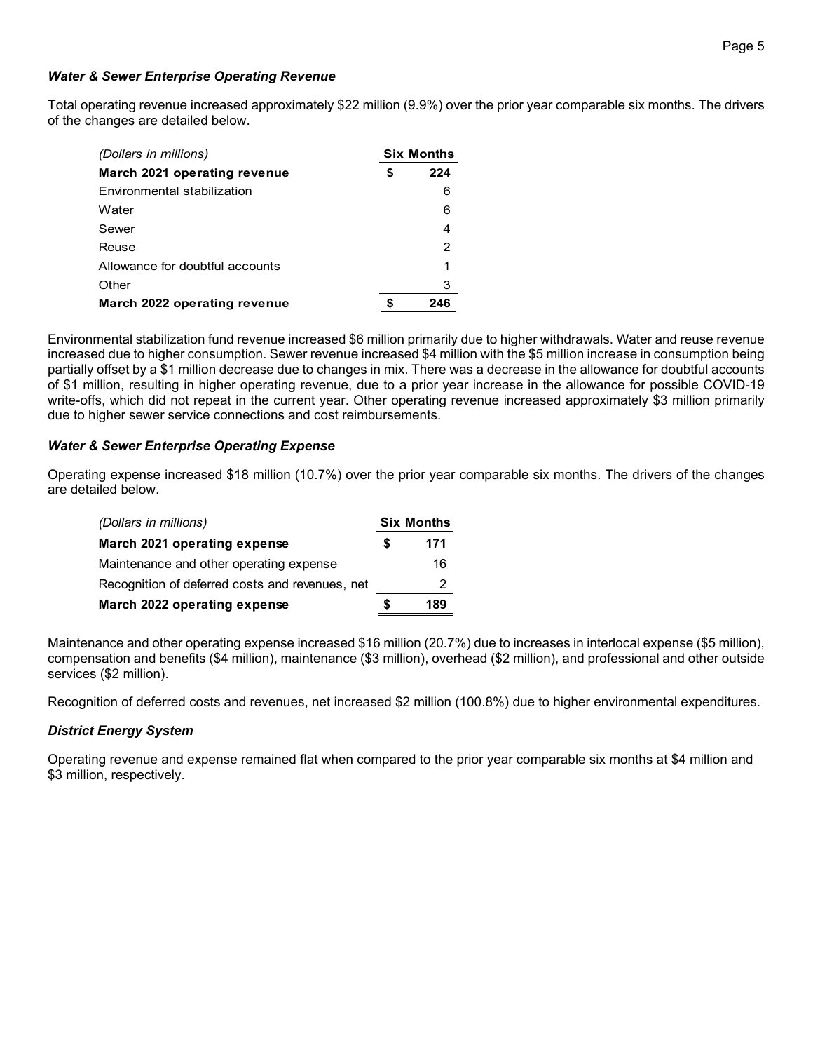***Water & Sewer Enterprise Operating Revenue***

Total operating revenue increased approximately $22 million (9.9%) over the prior year comparable six months. The drivers of the changes are detailed below.

| *(Dollars in millions)* | Six Months |
|---|---|
| **March 2021 operating revenue** | **$ 224** |
| Environmental stabilization | 6 |
| Water | 6 |
| Sewer | 4 |
| Reuse | 2 |
| Allowance for doubtful accounts | 1 |
| Other | 3 |
| **March 2022 operating revenue** | **$ 246** |

Environmental stabilization fund revenue increased $6 million primarily due to higher withdrawals. Water and reuse revenue increased due to higher consumption. Sewer revenue increased $4 million with the $5 million increase in consumption being partially offset by a $1 million decrease due to changes in mix. There was a decrease in the allowance for doubtful accounts of $1 million, resulting in higher operating revenue, due to a prior year increase in the allowance for possible COVID-19 write-offs, which did not repeat in the current year. Other operating revenue increased approximately $3 million primarily due to higher sewer service connections and cost reimbursements.

***Water & Sewer Enterprise Operating Expense***

Operating expense increased $18 million (10.7%) over the prior year comparable six months. The drivers of the changes are detailed below.

| *(Dollars in millions)* | Six Months |
|---|---|
| **March 2021 operating expense** | **$ 171** |
| Maintenance and other operating expense | 16 |
| Recognition of deferred costs and revenues, net | 2 |
| **March 2022 operating expense** | **$ 189** |

Maintenance and other operating expense increased $16 million (20.7%) due to increases in interlocal expense ($5 million), compensation and benefits ($4 million), maintenance ($3 million), overhead ($2 million), and professional and other outside services ($2 million).

Recognition of deferred costs and revenues, net increased $2 million (100.8%) due to higher environmental expenditures.

***District Energy System***

Operating revenue and expense remained flat when compared to the prior year comparable six months at $4 million and $3 million, respectively.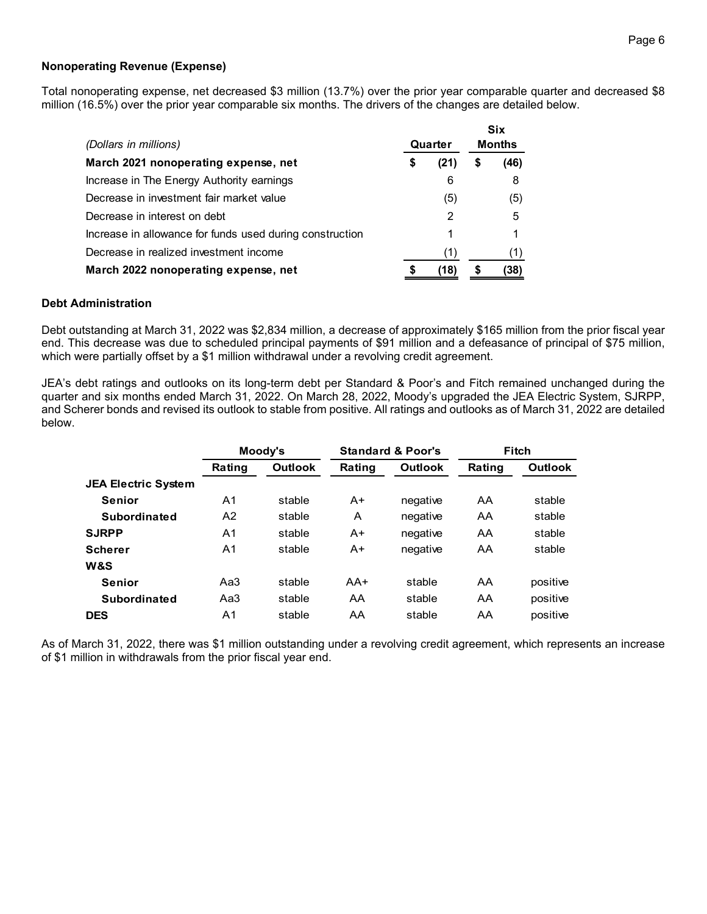### Nonoperating Revenue (Expense)

Total nonoperating expense, net decreased $3 million (13.7%) over the prior year comparable quarter and decreased $8 million (16.5%) over the prior year comparable six months. The drivers of the changes are detailed below.

| *(Dollars in millions)* | Quarter | Six Months |
|---|---|---|
| **March 2021 nonoperating expense, net** | **$ (21)** | **$ (46)** |
| Increase in The Energy Authority earnings | 6 | 8 |
| Decrease in investment fair market value | (5) | (5) |
| Decrease in interest on debt | 2 | 5 |
| Increase in allowance for funds used during construction | 1 | 1 |
| Decrease in realized investment income | (1) | (1) |
| **March 2022 nonoperating expense, net** | **$ (18)** | **$ (38)** |

### Debt Administration

Debt outstanding at March 31, 2022 was $2,834 million, a decrease of approximately $165 million from the prior fiscal year end. This decrease was due to scheduled principal payments of $91 million and a defeasance of principal of $75 million, which were partially offset by a $1 million withdrawal under a revolving credit agreement.

JEA's debt ratings and outlooks on its long-term debt per Standard & Poor's and Fitch remained unchanged during the quarter and six months ended March 31, 2022. On March 28, 2022, Moody's upgraded the JEA Electric System, SJRPP, and Scherer bonds and revised its outlook to stable from positive. All ratings and outlooks as of March 31, 2022 are detailed below.

| | Moody's | | Standard & Poor's | | Fitch | |
|---|---|---|---|---|---|---|
| | Rating | Outlook | Rating | Outlook | Rating | Outlook |
| **JEA Electric System** | | | | | | |
| **Senior** | A1 | stable | A+ | negative | AA | stable |
| **Subordinated** | A2 | stable | A | negative | AA | stable |
| **SJRPP** | A1 | stable | A+ | negative | AA | stable |
| **Scherer** | A1 | stable | A+ | negative | AA | stable |
| **W&S** | | | | | | |
| **Senior** | Aa3 | stable | AA+ | stable | AA | positive |
| **Subordinated** | Aa3 | stable | AA | stable | AA | positive |
| **DES** | A1 | stable | AA | stable | AA | positive |

As of March 31, 2022, there was $1 million outstanding under a revolving credit agreement, which represents an increase of $1 million in withdrawals from the prior fiscal year end.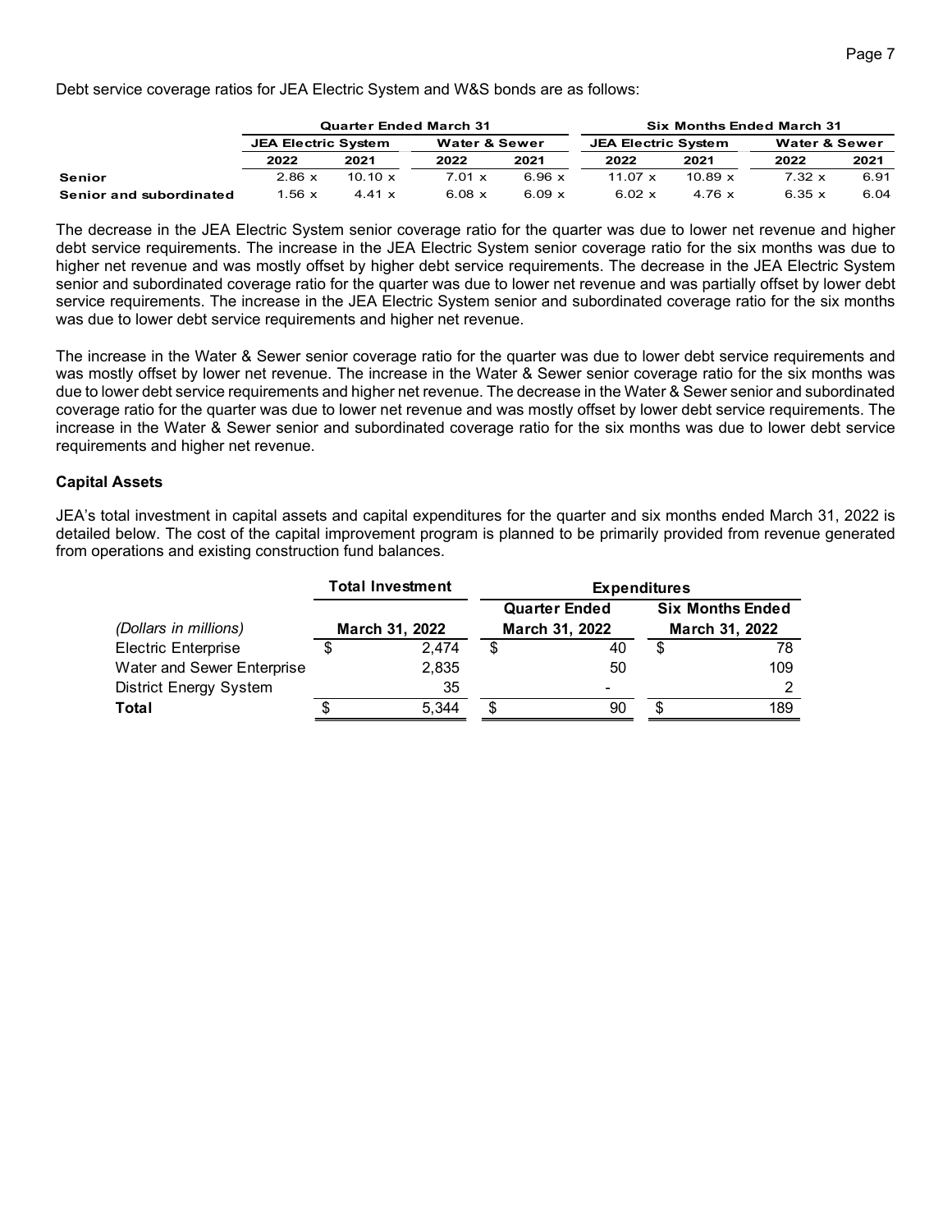Debt service coverage ratios for JEA Electric System and W&S bonds are as follows:

| | Quarter Ended March 31 | | | | Six Months Ended March 31 | | | |
|---|---|---|---|---|---|---|---|---|
| | JEA Electric System | | Water & Sewer | | JEA Electric System | | Water & Sewer | |
| | 2022 | 2021 | 2022 | 2021 | 2022 | 2021 | 2022 | 2021 |
| **Senior** | 2.86 x | 10.10 x | 7.01 x | 6.96 x | 11.07 x | 10.89 x | 7.32 x | 6.91 |
| **Senior and subordinated** | 1.56 x | 4.41 x | 6.08 x | 6.09 x | 6.02 x | 4.76 x | 6.35 x | 6.04 |

The decrease in the JEA Electric System senior coverage ratio for the quarter was due to lower net revenue and higher debt service requirements. The increase in the JEA Electric System senior coverage ratio for the six months was due to higher net revenue and was mostly offset by higher debt service requirements. The decrease in the JEA Electric System senior and subordinated coverage ratio for the quarter was due to lower net revenue and was partially offset by lower debt service requirements. The increase in the JEA Electric System senior and subordinated coverage ratio for the six months was due to lower debt service requirements and higher net revenue.

The increase in the Water & Sewer senior coverage ratio for the quarter was due to lower debt service requirements and was mostly offset by lower net revenue. The increase in the Water & Sewer senior coverage ratio for the six months was due to lower debt service requirements and higher net revenue. The decrease in the Water & Sewer senior and subordinated coverage ratio for the quarter was due to lower net revenue and was mostly offset by lower debt service requirements. The increase in the Water & Sewer senior and subordinated coverage ratio for the six months was due to lower debt service requirements and higher net revenue.

## Capital Assets

JEA's total investment in capital assets and capital expenditures for the quarter and six months ended March 31, 2022 is detailed below. The cost of the capital improvement program is planned to be primarily provided from revenue generated from operations and existing construction fund balances.

| | Total Investment | Expenditures | |
|---|---|---|---|
| | | Quarter Ended | Six Months Ended |
| *(Dollars in millions)* | March 31, 2022 | March 31, 2022 | March 31, 2022 |
| Electric Enterprise | $ 2,474 | $ 40 | $ 78 |
| Water and Sewer Enterprise | 2,835 | 50 | 109 |
| District Energy System | 35 | - | 2 |
| **Total** | $ 5,344 | $ 90 | $ 189 |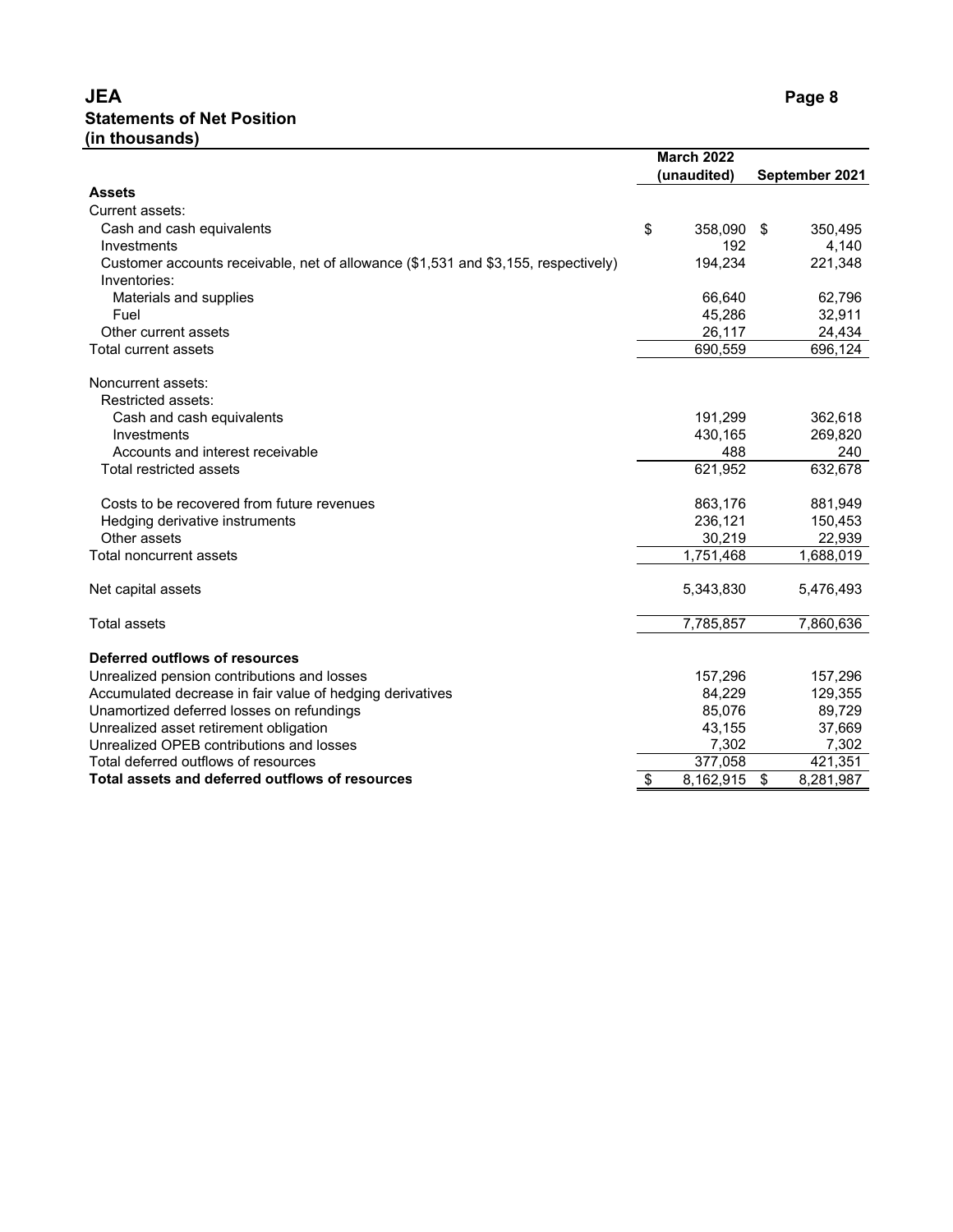# JEA

## Statements of Net Position
## (in thousands)

| | March 2022 (unaudited) | September 2021 |
|---|---|---|
| **Assets** | | |
| Current assets: | | |
| Cash and cash equivalents | $ 358,090 | $ 350,495 |
| Investments | 192 | 4,140 |
| Customer accounts receivable, net of allowance ($1,531 and $3,155, respectively) | 194,234 | 221,348 |
| Inventories: | | |
| Materials and supplies | 66,640 | 62,796 |
| Fuel | 45,286 | 32,911 |
| Other current assets | 26,117 | 24,434 |
| Total current assets | 690,559 | 696,124 |
| | | |
| Noncurrent assets: | | |
| Restricted assets: | | |
| Cash and cash equivalents | 191,299 | 362,618 |
| Investments | 430,165 | 269,820 |
| Accounts and interest receivable | 488 | 240 |
| Total restricted assets | 621,952 | 632,678 |
| | | |
| Costs to be recovered from future revenues | 863,176 | 881,949 |
| Hedging derivative instruments | 236,121 | 150,453 |
| Other assets | 30,219 | 22,939 |
| Total noncurrent assets | 1,751,468 | 1,688,019 |
| | | |
| Net capital assets | 5,343,830 | 5,476,493 |
| | | |
| Total assets | 7,785,857 | 7,860,636 |
| | | |
| **Deferred outflows of resources** | | |
| Unrealized pension contributions and losses | 157,296 | 157,296 |
| Accumulated decrease in fair value of hedging derivatives | 84,229 | 129,355 |
| Unamortized deferred losses on refundings | 85,076 | 89,729 |
| Unrealized asset retirement obligation | 43,155 | 37,669 |
| Unrealized OPEB contributions and losses | 7,302 | 7,302 |
| Total deferred outflows of resources | 377,058 | 421,351 |
| **Total assets and deferred outflows of resources** | $ 8,162,915 | $ 8,281,987 |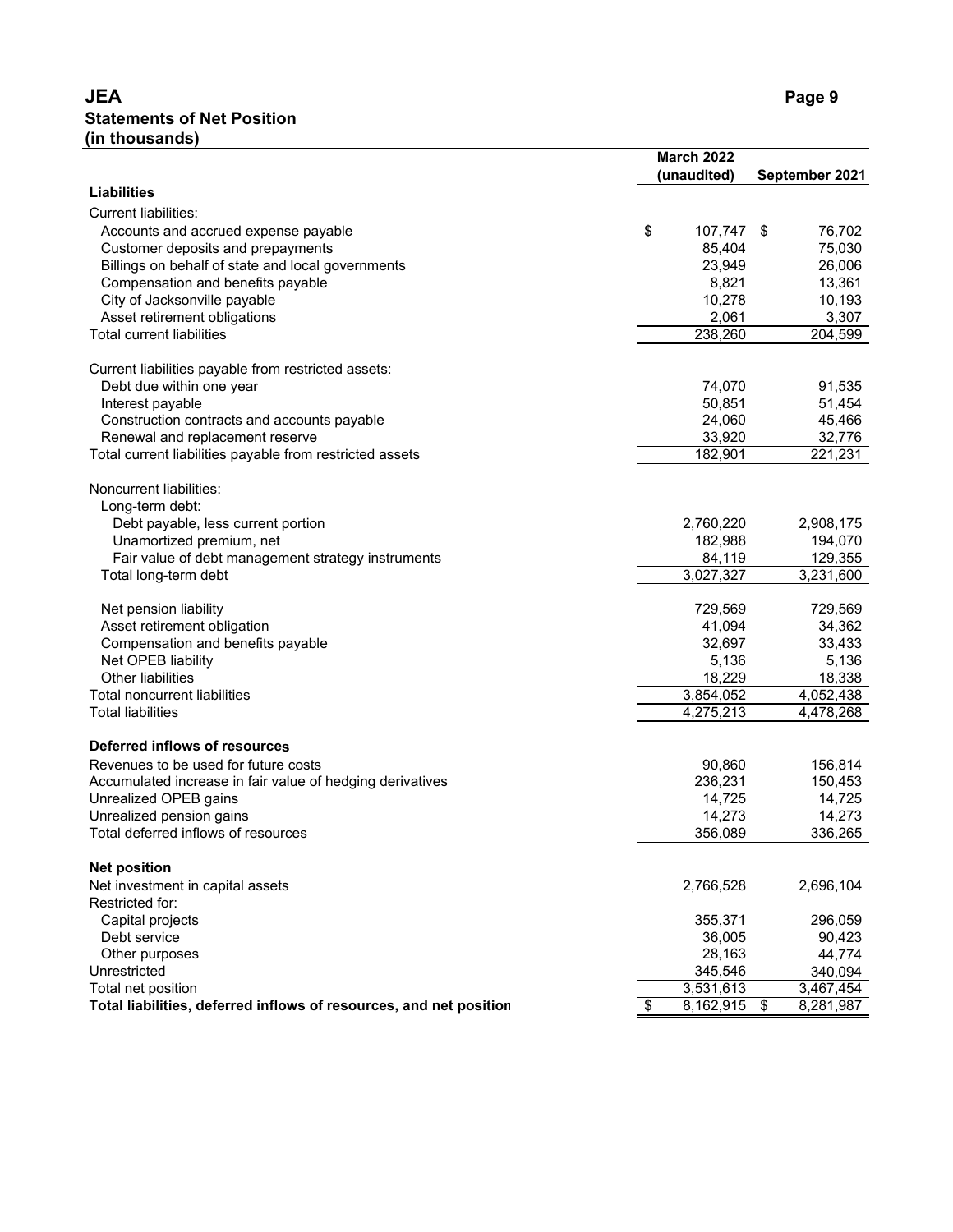# JEA

## Statements of Net Position
## (in thousands)

| | March 2022 (unaudited) | September 2021 |
|---|---|---|
| **Liabilities** | | |
| Current liabilities: | | |
| Accounts and accrued expense payable | $ 107,747 | $ 76,702 |
| Customer deposits and prepayments | 85,404 | 75,030 |
| Billings on behalf of state and local governments | 23,949 | 26,006 |
| Compensation and benefits payable | 8,821 | 13,361 |
| City of Jacksonville payable | 10,278 | 10,193 |
| Asset retirement obligations | 2,061 | 3,307 |
| Total current liabilities | 238,260 | 204,599 |
| | | |
| Current liabilities payable from restricted assets: | | |
| Debt due within one year | 74,070 | 91,535 |
| Interest payable | 50,851 | 51,454 |
| Construction contracts and accounts payable | 24,060 | 45,466 |
| Renewal and replacement reserve | 33,920 | 32,776 |
| Total current liabilities payable from restricted assets | 182,901 | 221,231 |
| | | |
| Noncurrent liabilities: | | |
| Long-term debt: | | |
| Debt payable, less current portion | 2,760,220 | 2,908,175 |
| Unamortized premium, net | 182,988 | 194,070 |
| Fair value of debt management strategy instruments | 84,119 | 129,355 |
| Total long-term debt | 3,027,327 | 3,231,600 |
| | | |
| Net pension liability | 729,569 | 729,569 |
| Asset retirement obligation | 41,094 | 34,362 |
| Compensation and benefits payable | 32,697 | 33,433 |
| Net OPEB liability | 5,136 | 5,136 |
| Other liabilities | 18,229 | 18,338 |
| Total noncurrent liabilities | 3,854,052 | 4,052,438 |
| Total liabilities | 4,275,213 | 4,478,268 |
| | | |
| **Deferred inflows of resources** | | |
| Revenues to be used for future costs | 90,860 | 156,814 |
| Accumulated increase in fair value of hedging derivatives | 236,231 | 150,453 |
| Unrealized OPEB gains | 14,725 | 14,725 |
| Unrealized pension gains | 14,273 | 14,273 |
| Total deferred inflows of resources | 356,089 | 336,265 |
| | | |
| **Net position** | | |
| Net investment in capital assets | 2,766,528 | 2,696,104 |
| Restricted for: | | |
| Capital projects | 355,371 | 296,059 |
| Debt service | 36,005 | 90,423 |
| Other purposes | 28,163 | 44,774 |
| Unrestricted | 345,546 | 340,094 |
| Total net position | 3,531,613 | 3,467,454 |
| **Total liabilities, deferred inflows of resources, and net position** | $ 8,162,915 | $ 8,281,987 |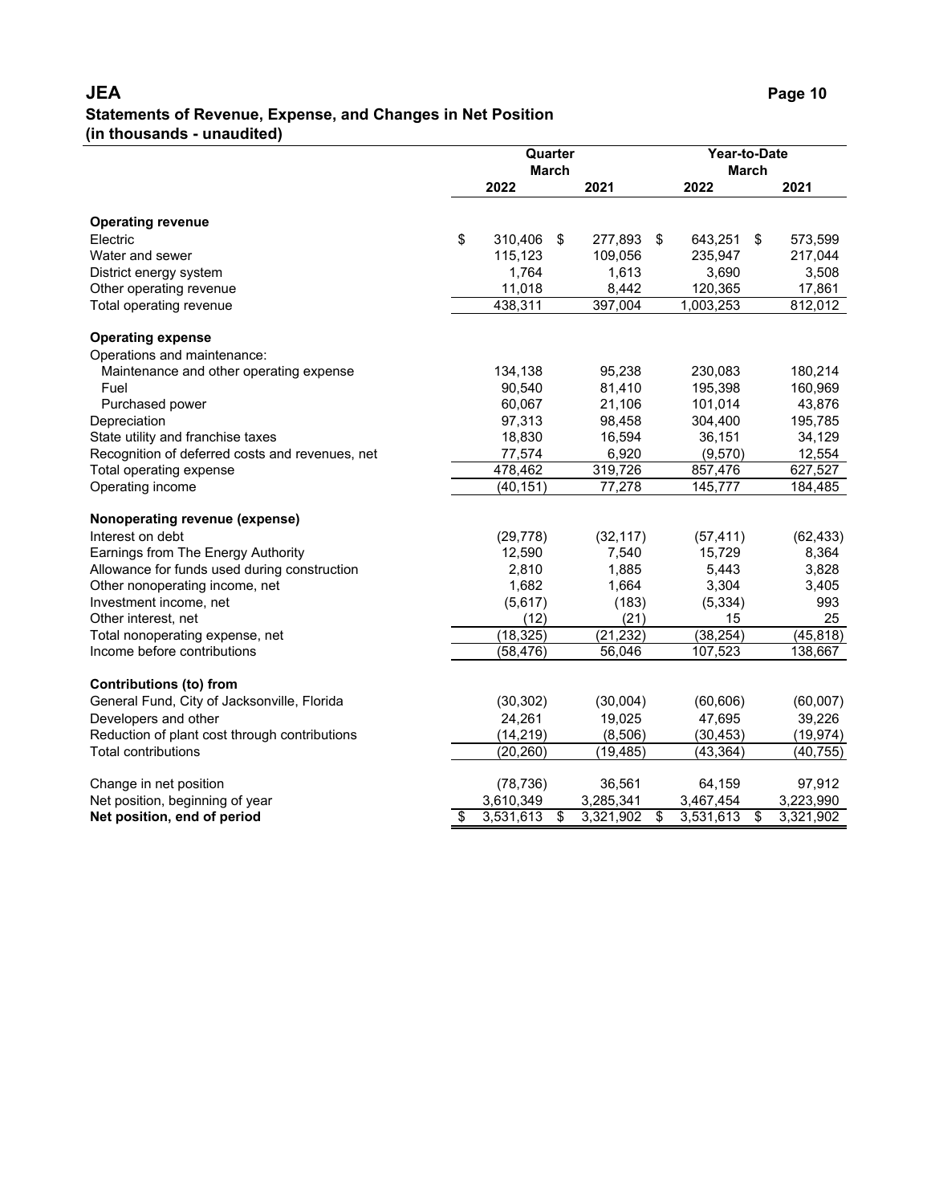# JEA

## Statements of Revenue, Expense, and Changes in Net Position
### (in thousands - unaudited)

| | Quarter March 2022 | Quarter March 2021 | Year-to-Date March 2022 | Year-to-Date March 2021 |
|---|---|---|---|---|
| **Operating revenue** | | | | |
| Electric | $ 310,406 | $ 277,893 | $ 643,251 | $ 573,599 |
| Water and sewer | 115,123 | 109,056 | 235,947 | 217,044 |
| District energy system | 1,764 | 1,613 | 3,690 | 3,508 |
| Other operating revenue | 11,018 | 8,442 | 120,365 | 17,861 |
| Total operating revenue | 438,311 | 397,004 | 1,003,253 | 812,012 |
| **Operating expense** | | | | |
| Operations and maintenance: | | | | |
| Maintenance and other operating expense | 134,138 | 95,238 | 230,083 | 180,214 |
| Fuel | 90,540 | 81,410 | 195,398 | 160,969 |
| Purchased power | 60,067 | 21,106 | 101,014 | 43,876 |
| Depreciation | 97,313 | 98,458 | 304,400 | 195,785 |
| State utility and franchise taxes | 18,830 | 16,594 | 36,151 | 34,129 |
| Recognition of deferred costs and revenues, net | 77,574 | 6,920 | (9,570) | 12,554 |
| Total operating expense | 478,462 | 319,726 | 857,476 | 627,527 |
| Operating income | (40,151) | 77,278 | 145,777 | 184,485 |
| **Nonoperating revenue (expense)** | | | | |
| Interest on debt | (29,778) | (32,117) | (57,411) | (62,433) |
| Earnings from The Energy Authority | 12,590 | 7,540 | 15,729 | 8,364 |
| Allowance for funds used during construction | 2,810 | 1,885 | 5,443 | 3,828 |
| Other nonoperating income, net | 1,682 | 1,664 | 3,304 | 3,405 |
| Investment income, net | (5,617) | (183) | (5,334) | 993 |
| Other interest, net | (12) | (21) | 15 | 25 |
| Total nonoperating expense, net | (18,325) | (21,232) | (38,254) | (45,818) |
| Income before contributions | (58,476) | 56,046 | 107,523 | 138,667 |
| **Contributions (to) from** | | | | |
| General Fund, City of Jacksonville, Florida | (30,302) | (30,004) | (60,606) | (60,007) |
| Developers and other | 24,261 | 19,025 | 47,695 | 39,226 |
| Reduction of plant cost through contributions | (14,219) | (8,506) | (30,453) | (19,974) |
| Total contributions | (20,260) | (19,485) | (43,364) | (40,755) |
| Change in net position | (78,736) | 36,561 | 64,159 | 97,912 |
| Net position, beginning of year | 3,610,349 | 3,285,341 | 3,467,454 | 3,223,990 |
| **Net position, end of period** | $ 3,531,613 | $ 3,321,902 | $ 3,531,613 | $ 3,321,902 |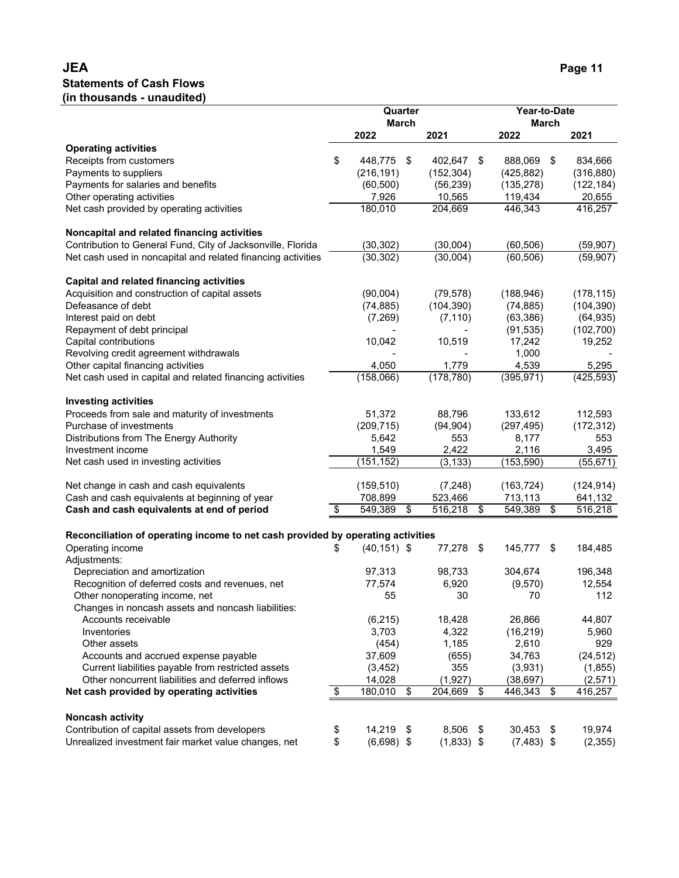# JEA

## Statements of Cash Flows
## (in thousands - unaudited)

| | Quarter March 2022 | Quarter March 2021 | Year-to-Date March 2022 | Year-to-Date March 2021 |
|---|---|---|---|---|
| **Operating activities** | | | | |
| Receipts from customers | $ 448,775 | $ 402,647 | $ 888,069 | $ 834,666 |
| Payments to suppliers | (216,191) | (152,304) | (425,882) | (316,880) |
| Payments for salaries and benefits | (60,500) | (56,239) | (135,278) | (122,184) |
| Other operating activities | 7,926 | 10,565 | 119,434 | 20,655 |
| Net cash provided by operating activities | 180,010 | 204,669 | 446,343 | 416,257 |
| **Noncapital and related financing activities** | | | | |
| Contribution to General Fund, City of Jacksonville, Florida | (30,302) | (30,004) | (60,506) | (59,907) |
| Net cash used in noncapital and related financing activities | (30,302) | (30,004) | (60,506) | (59,907) |
| **Capital and related financing activities** | | | | |
| Acquisition and construction of capital assets | (90,004) | (79,578) | (188,946) | (178,115) |
| Defeasance of debt | (74,885) | (104,390) | (74,885) | (104,390) |
| Interest paid on debt | (7,269) | (7,110) | (63,386) | (64,935) |
| Repayment of debt principal | - | - | (91,535) | (102,700) |
| Capital contributions | 10,042 | 10,519 | 17,242 | 19,252 |
| Revolving credit agreement withdrawals | - | - | 1,000 | - |
| Other capital financing activities | 4,050 | 1,779 | 4,539 | 5,295 |
| Net cash used in capital and related financing activities | (158,066) | (178,780) | (395,971) | (425,593) |
| **Investing activities** | | | | |
| Proceeds from sale and maturity of investments | 51,372 | 88,796 | 133,612 | 112,593 |
| Purchase of investments | (209,715) | (94,904) | (297,495) | (172,312) |
| Distributions from The Energy Authority | 5,642 | 553 | 8,177 | 553 |
| Investment income | 1,549 | 2,422 | 2,116 | 3,495 |
| Net cash used in investing activities | (151,152) | (3,133) | (153,590) | (55,671) |
| Net change in cash and cash equivalents | (159,510) | (7,248) | (163,724) | (124,914) |
| Cash and cash equivalents at beginning of year | 708,899 | 523,466 | 713,113 | 641,132 |
| **Cash and cash equivalents at end of period** | $ 549,389 | $ 516,218 | $ 549,389 | $ 516,218 |
| **Reconciliation of operating income to net cash provided by operating activities** | | | | |
| Operating income | $ (40,151) | $ 77,278 | $ 145,777 | $ 184,485 |
| Adjustments: | | | | |
| Depreciation and amortization | 97,313 | 98,733 | 304,674 | 196,348 |
| Recognition of deferred costs and revenues, net | 77,574 | 6,920 | (9,570) | 12,554 |
| Other nonoperating income, net | 55 | 30 | 70 | 112 |
| Changes in noncash assets and noncash liabilities: | | | | |
| Accounts receivable | (6,215) | 18,428 | 26,866 | 44,807 |
| Inventories | 3,703 | 4,322 | (16,219) | 5,960 |
| Other assets | (454) | 1,185 | 2,610 | 929 |
| Accounts and accrued expense payable | 37,609 | (655) | 34,763 | (24,512) |
| Current liabilities payable from restricted assets | (3,452) | 355 | (3,931) | (1,855) |
| Other noncurrent liabilities and deferred inflows | 14,028 | (1,927) | (38,697) | (2,571) |
| **Net cash provided by operating activities** | $ 180,010 | $ 204,669 | $ 446,343 | $ 416,257 |
| **Noncash activity** | | | | |
| Contribution of capital assets from developers | $ 14,219 | $ 8,506 | $ 30,453 | $ 19,974 |
| Unrealized investment fair market value changes, net | $ (6,698) | $ (1,833) | $ (7,483) | $ (2,355) |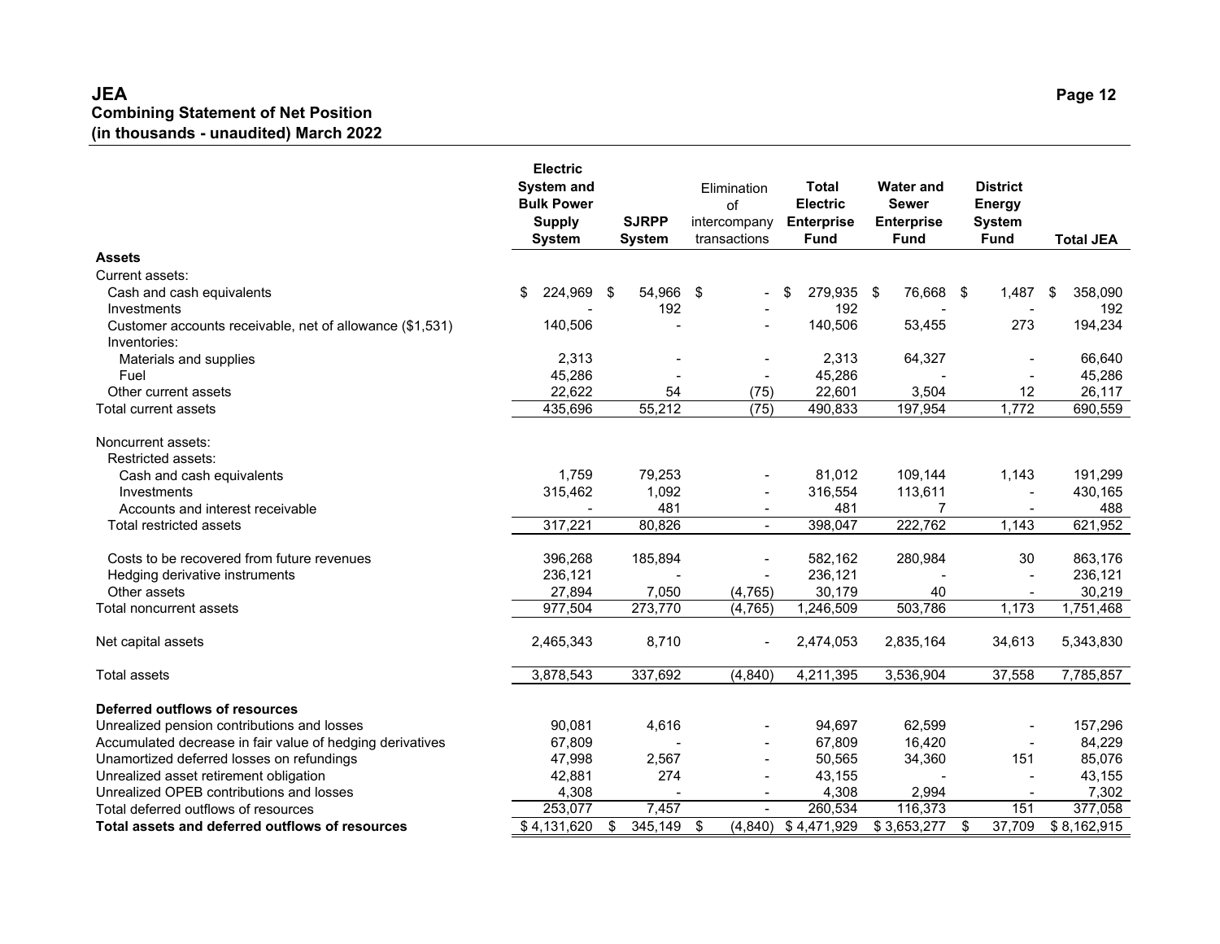# JEA

## Combining Statement of Net Position

### (in thousands - unaudited) March 2022

| | Electric System and Bulk Power Supply System | SJRPP System | Elimination of intercompany transactions | Total Electric Enterprise Fund | Water and Sewer Enterprise Fund | District Energy System Fund | Total JEA |
|---|---|---|---|---|---|---|---|
| **Assets** | | | | | | | |
| Current assets: | | | | | | | |
| Cash and cash equivalents | $ 224,969 | $ 54,966 | $ - | $ 279,935 | $ 76,668 | $ 1,487 | $ 358,090 |
| Investments | - | 192 | - | 192 | - | - | 192 |
| Customer accounts receivable, net of allowance ($1,531) | 140,506 | - | - | 140,506 | 53,455 | 273 | 194,234 |
| Inventories: | | | | | | | |
| Materials and supplies | 2,313 | - | - | 2,313 | 64,327 | - | 66,640 |
| Fuel | 45,286 | - | - | 45,286 | - | - | 45,286 |
| Other current assets | 22,622 | 54 | (75) | 22,601 | 3,504 | 12 | 26,117 |
| Total current assets | 435,696 | 55,212 | (75) | 490,833 | 197,954 | 1,772 | 690,559 |
| Noncurrent assets: | | | | | | | |
| Restricted assets: | | | | | | | |
| Cash and cash equivalents | 1,759 | 79,253 | - | 81,012 | 109,144 | 1,143 | 191,299 |
| Investments | 315,462 | 1,092 | - | 316,554 | 113,611 | - | 430,165 |
| Accounts and interest receivable | - | 481 | - | 481 | 7 | - | 488 |
| Total restricted assets | 317,221 | 80,826 | - | 398,047 | 222,762 | 1,143 | 621,952 |
| Costs to be recovered from future revenues | 396,268 | 185,894 | - | 582,162 | 280,984 | 30 | 863,176 |
| Hedging derivative instruments | 236,121 | - | - | 236,121 | - | - | 236,121 |
| Other assets | 27,894 | 7,050 | (4,765) | 30,179 | 40 | - | 30,219 |
| Total noncurrent assets | 977,504 | 273,770 | (4,765) | 1,246,509 | 503,786 | 1,173 | 1,751,468 |
| Net capital assets | 2,465,343 | 8,710 | - | 2,474,053 | 2,835,164 | 34,613 | 5,343,830 |
| Total assets | 3,878,543 | 337,692 | (4,840) | 4,211,395 | 3,536,904 | 37,558 | 7,785,857 |
| **Deferred outflows of resources** | | | | | | | |
| Unrealized pension contributions and losses | 90,081 | 4,616 | - | 94,697 | 62,599 | - | 157,296 |
| Accumulated decrease in fair value of hedging derivatives | 67,809 | - | - | 67,809 | 16,420 | - | 84,229 |
| Unamortized deferred losses on refundings | 47,998 | 2,567 | - | 50,565 | 34,360 | 151 | 85,076 |
| Unrealized asset retirement obligation | 42,881 | 274 | - | 43,155 | - | - | 43,155 |
| Unrealized OPEB contributions and losses | 4,308 | - | - | 4,308 | 2,994 | - | 7,302 |
| Total deferred outflows of resources | 253,077 | 7,457 | - | 260,534 | 116,373 | 151 | 377,058 |
| **Total assets and deferred outflows of resources** | $ 4,131,620 | $ 345,149 | $ (4,840) | $ 4,471,929 | $ 3,653,277 | $ 37,709 | $ 8,162,915 |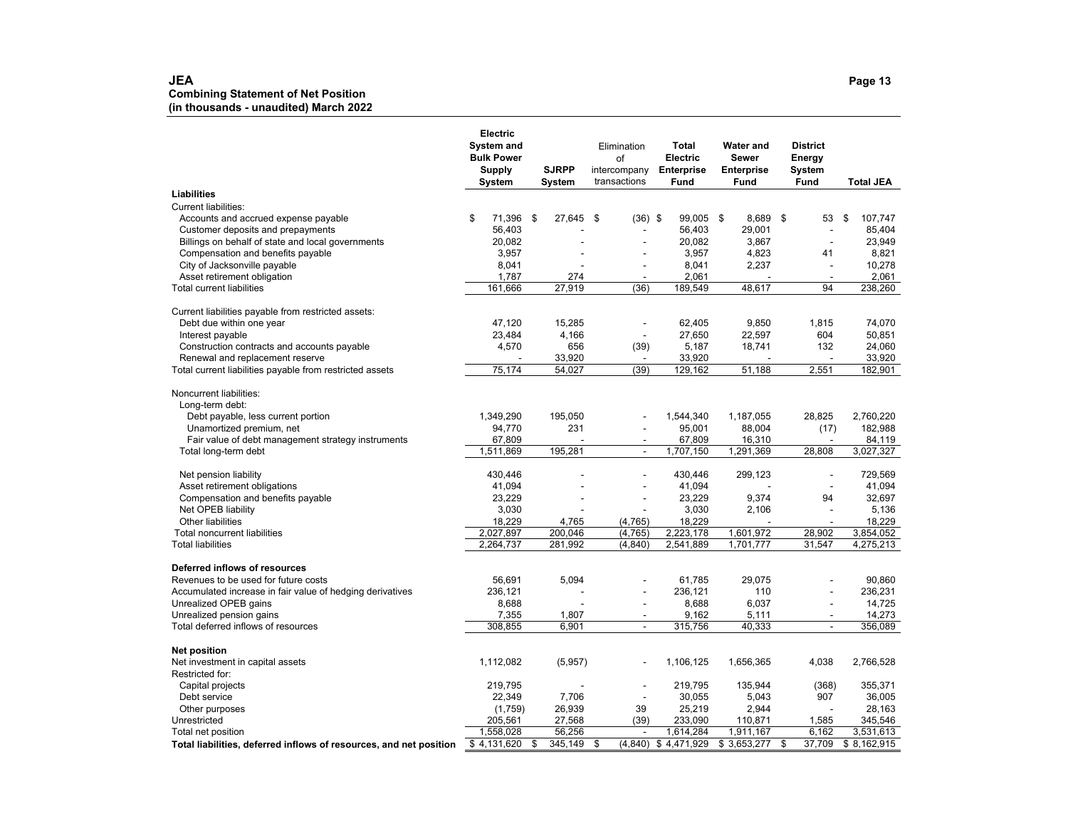**JEA**
**Combining Statement of Net Position**
**(in thousands - unaudited) March 2022**

| | Electric System and Bulk Power Supply System | SJRPP System | Elimination of intercompany transactions | Total Electric Enterprise Fund | Water and Sewer Enterprise Fund | District Energy System Fund | Total JEA |
|---|---|---|---|---|---|---|---|
| **Liabilities** | | | | | | | |
| Current liabilities: | | | | | | | |
| Accounts and accrued expense payable | $ 71,396 | $ 27,645 | $ (36) | $ 99,005 | $ 8,689 | $ 53 | $ 107,747 |
| Customer deposits and prepayments | 56,403 | - | - | 56,403 | 29,001 | - | 85,404 |
| Billings on behalf of state and local governments | 20,082 | - | - | 20,082 | 3,867 | - | 23,949 |
| Compensation and benefits payable | 3,957 | - | - | 3,957 | 4,823 | 41 | 8,821 |
| City of Jacksonville payable | 8,041 | - | - | 8,041 | 2,237 | - | 10,278 |
| Asset retirement obligation | 1,787 | 274 | - | 2,061 | - | - | 2,061 |
| Total current liabilities | 161,666 | 27,919 | (36) | 189,549 | 48,617 | 94 | 238,260 |
| | | | | | | | |
| Current liabilities payable from restricted assets: | | | | | | | |
| Debt due within one year | 47,120 | 15,285 | - | 62,405 | 9,850 | 1,815 | 74,070 |
| Interest payable | 23,484 | 4,166 | - | 27,650 | 22,597 | 604 | 50,851 |
| Construction contracts and accounts payable | 4,570 | 656 | (39) | 5,187 | 18,741 | 132 | 24,060 |
| Renewal and replacement reserve | - | 33,920 | - | 33,920 | - | - | 33,920 |
| Total current liabilities payable from restricted assets | 75,174 | 54,027 | (39) | 129,162 | 51,188 | 2,551 | 182,901 |
| | | | | | | | |
| Noncurrent liabilities: | | | | | | | |
| Long-term debt: | | | | | | | |
| Debt payable, less current portion | 1,349,290 | 195,050 | - | 1,544,340 | 1,187,055 | 28,825 | 2,760,220 |
| Unamortized premium, net | 94,770 | 231 | - | 95,001 | 88,004 | (17) | 182,988 |
| Fair value of debt management strategy instruments | 67,809 | - | - | 67,809 | 16,310 | - | 84,119 |
| Total long-term debt | 1,511,869 | 195,281 | - | 1,707,150 | 1,291,369 | 28,808 | 3,027,327 |
| | | | | | | | |
| Net pension liability | 430,446 | - | - | 430,446 | 299,123 | - | 729,569 |
| Asset retirement obligations | 41,094 | - | - | 41,094 | - | - | 41,094 |
| Compensation and benefits payable | 23,229 | - | - | 23,229 | 9,374 | 94 | 32,697 |
| Net OPEB liability | 3,030 | - | - | 3,030 | 2,106 | - | 5,136 |
| Other liabilities | 18,229 | 4,765 | (4,765) | 18,229 | - | - | 18,229 |
| Total noncurrent liabilities | 2,027,897 | 200,046 | (4,765) | 2,223,178 | 1,601,972 | 28,902 | 3,854,052 |
| Total liabilities | 2,264,737 | 281,992 | (4,840) | 2,541,889 | 1,701,777 | 31,547 | 4,275,213 |
| | | | | | | | |
| **Deferred inflows of resources** | | | | | | | |
| Revenues to be used for future costs | 56,691 | 5,094 | - | 61,785 | 29,075 | - | 90,860 |
| Accumulated increase in fair value of hedging derivatives | 236,121 | - | - | 236,121 | 110 | - | 236,231 |
| Unrealized OPEB gains | 8,688 | - | - | 8,688 | 6,037 | - | 14,725 |
| Unrealized pension gains | 7,355 | 1,807 | - | 9,162 | 5,111 | - | 14,273 |
| Total deferred inflows of resources | 308,855 | 6,901 | - | 315,756 | 40,333 | - | 356,089 |
| | | | | | | | |
| **Net position** | | | | | | | |
| Net investment in capital assets | 1,112,082 | (5,957) | - | 1,106,125 | 1,656,365 | 4,038 | 2,766,528 |
| Restricted for: | | | | | | | |
| Capital projects | 219,795 | - | - | 219,795 | 135,944 | (368) | 355,371 |
| Debt service | 22,349 | 7,706 | - | 30,055 | 5,043 | 907 | 36,005 |
| Other purposes | (1,759) | 26,939 | 39 | 25,219 | 2,944 | - | 28,163 |
| Unrestricted | 205,561 | 27,568 | (39) | 233,090 | 110,871 | 1,585 | 345,546 |
| Total net position | 1,558,028 | 56,256 | - | 1,614,284 | 1,911,167 | 6,162 | 3,531,613 |
| **Total liabilities, deferred inflows of resources, and net position** | $ 4,131,620 | $ 345,149 | $ (4,840) | $ 4,471,929 | $ 3,653,277 | $ 37,709 | $ 8,162,915 |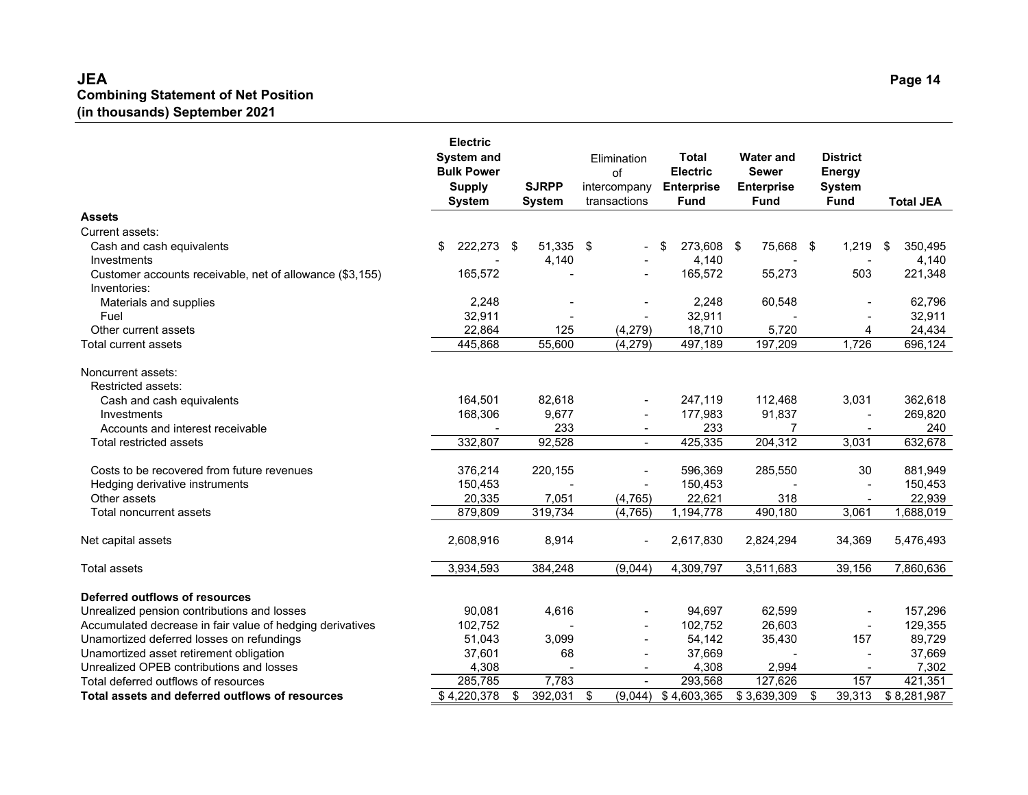# JEA

## Combining Statement of Net Position
## (in thousands) September 2021

| | Electric System and Bulk Power Supply System | SJRPP System | Elimination of intercompany transactions | Total Electric Enterprise Fund | Water and Sewer Enterprise Fund | District Energy System Fund | Total JEA |
|---|---|---|---|---|---|---|---|
| **Assets** | | | | | | | |
| Current assets: | | | | | | | |
| Cash and cash equivalents | $ 222,273 | $ 51,335 | $ - | $ 273,608 | $ 75,668 | $ 1,219 | $ 350,495 |
| Investments | - | 4,140 | - | 4,140 | - | - | 4,140 |
| Customer accounts receivable, net of allowance ($3,155) | 165,572 | - | - | 165,572 | 55,273 | 503 | 221,348 |
| Inventories: | | | | | | | |
| Materials and supplies | 2,248 | - | - | 2,248 | 60,548 | - | 62,796 |
| Fuel | 32,911 | - | - | 32,911 | - | - | 32,911 |
| Other current assets | 22,864 | 125 | (4,279) | 18,710 | 5,720 | 4 | 24,434 |
| Total current assets | 445,868 | 55,600 | (4,279) | 497,189 | 197,209 | 1,726 | 696,124 |
| Noncurrent assets: | | | | | | | |
| Restricted assets: | | | | | | | |
| Cash and cash equivalents | 164,501 | 82,618 | - | 247,119 | 112,468 | 3,031 | 362,618 |
| Investments | 168,306 | 9,677 | - | 177,983 | 91,837 | - | 269,820 |
| Accounts and interest receivable | - | 233 | - | 233 | 7 | - | 240 |
| Total restricted assets | 332,807 | 92,528 | - | 425,335 | 204,312 | 3,031 | 632,678 |
| Costs to be recovered from future revenues | 376,214 | 220,155 | - | 596,369 | 285,550 | 30 | 881,949 |
| Hedging derivative instruments | 150,453 | - | - | 150,453 | - | - | 150,453 |
| Other assets | 20,335 | 7,051 | (4,765) | 22,621 | 318 | - | 22,939 |
| Total noncurrent assets | 879,809 | 319,734 | (4,765) | 1,194,778 | 490,180 | 3,061 | 1,688,019 |
| Net capital assets | 2,608,916 | 8,914 | - | 2,617,830 | 2,824,294 | 34,369 | 5,476,493 |
| Total assets | 3,934,593 | 384,248 | (9,044) | 4,309,797 | 3,511,683 | 39,156 | 7,860,636 |
| **Deferred outflows of resources** | | | | | | | |
| Unrealized pension contributions and losses | 90,081 | 4,616 | - | 94,697 | 62,599 | - | 157,296 |
| Accumulated decrease in fair value of hedging derivatives | 102,752 | - | - | 102,752 | 26,603 | - | 129,355 |
| Unamortized deferred losses on refundings | 51,043 | 3,099 | - | 54,142 | 35,430 | 157 | 89,729 |
| Unamortized asset retirement obligation | 37,601 | 68 | - | 37,669 | - | - | 37,669 |
| Unrealized OPEB contributions and losses | 4,308 | - | - | 4,308 | 2,994 | - | 7,302 |
| Total deferred outflows of resources | 285,785 | 7,783 | - | 293,568 | 127,626 | 157 | 421,351 |
| **Total assets and deferred outflows of resources** | $ 4,220,378 | $ 392,031 | $ (9,044) | $ 4,603,365 | $ 3,639,309 | $ 39,313 | $ 8,281,987 |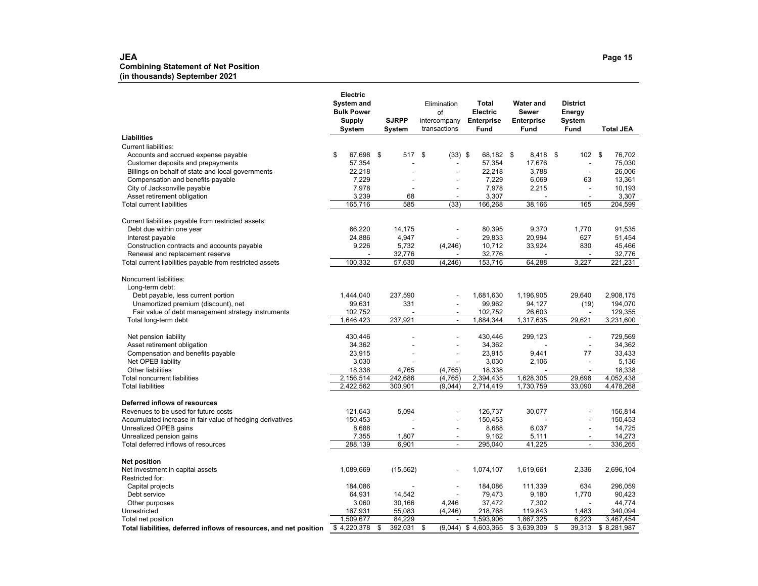# JEA
## Combining Statement of Net Position
## (in thousands) September 2021

| | Electric System and Bulk Power Supply System | SJRPP System | Elimination of intercompany transactions | Total Electric Enterprise Fund | Water and Sewer Enterprise Fund | District Energy System Fund | Total JEA |
|---|---|---|---|---|---|---|---|
| **Liabilities** | | | | | | | |
| Current liabilities: | | | | | | | |
| Accounts and accrued expense payable | $ 67,698 | $ 517 | $ (33) | $ 68,182 | $ 8,418 | $ 102 | $ 76,702 |
| Customer deposits and prepayments | 57,354 | - | - | 57,354 | 17,676 | - | 75,030 |
| Billings on behalf of state and local governments | 22,218 | - | - | 22,218 | 3,788 | - | 26,006 |
| Compensation and benefits payable | 7,229 | - | - | 7,229 | 6,069 | 63 | 13,361 |
| City of Jacksonville payable | 7,978 | - | - | 7,978 | 2,215 | - | 10,193 |
| Asset retirement obligation | 3,239 | 68 | - | 3,307 | - | - | 3,307 |
| Total current liabilities | 165,716 | 585 | (33) | 166,268 | 38,166 | 165 | 204,599 |
| | | | | | | | |
| Current liabilities payable from restricted assets: | | | | | | | |
| Debt due within one year | 66,220 | 14,175 | - | 80,395 | 9,370 | 1,770 | 91,535 |
| Interest payable | 24,886 | 4,947 | - | 29,833 | 20,994 | 627 | 51,454 |
| Construction contracts and accounts payable | 9,226 | 5,732 | (4,246) | 10,712 | 33,924 | 830 | 45,466 |
| Renewal and replacement reserve | - | 32,776 | - | 32,776 | - | - | 32,776 |
| Total current liabilities payable from restricted assets | 100,332 | 57,630 | (4,246) | 153,716 | 64,288 | 3,227 | 221,231 |
| | | | | | | | |
| Noncurrent liabilities: | | | | | | | |
| Long-term debt: | | | | | | | |
| Debt payable, less current portion | 1,444,040 | 237,590 | - | 1,681,630 | 1,196,905 | 29,640 | 2,908,175 |
| Unamortized premium (discount), net | 99,631 | 331 | - | 99,962 | 94,127 | (19) | 194,070 |
| Fair value of debt management strategy instruments | 102,752 | - | - | 102,752 | 26,603 | - | 129,355 |
| Total long-term debt | 1,646,423 | 237,921 | - | 1,884,344 | 1,317,635 | 29,621 | 3,231,600 |
| | | | | | | | |
| Net pension liability | 430,446 | - | - | 430,446 | 299,123 | - | 729,569 |
| Asset retirement obligation | 34,362 | - | - | 34,362 | - | - | 34,362 |
| Compensation and benefits payable | 23,915 | - | - | 23,915 | 9,441 | 77 | 33,433 |
| Net OPEB liability | 3,030 | - | - | 3,030 | 2,106 | - | 5,136 |
| Other liabilities | 18,338 | 4,765 | (4,765) | 18,338 | - | - | 18,338 |
| Total noncurrent liabilities | 2,156,514 | 242,686 | (4,765) | 2,394,435 | 1,628,305 | 29,698 | 4,052,438 |
| Total liabilities | 2,422,562 | 300,901 | (9,044) | 2,714,419 | 1,730,759 | 33,090 | 4,478,268 |
| | | | | | | | |
| **Deferred inflows of resources** | | | | | | | |
| Revenues to be used for future costs | 121,643 | 5,094 | - | 126,737 | 30,077 | - | 156,814 |
| Accumulated increase in fair value of hedging derivatives | 150,453 | - | - | 150,453 | - | - | 150,453 |
| Unrealized OPEB gains | 8,688 | - | - | 8,688 | 6,037 | - | 14,725 |
| Unrealized pension gains | 7,355 | 1,807 | - | 9,162 | 5,111 | - | 14,273 |
| Total deferred inflows of resources | 288,139 | 6,901 | - | 295,040 | 41,225 | - | 336,265 |
| | | | | | | | |
| **Net position** | | | | | | | |
| Net investment in capital assets | 1,089,669 | (15,562) | - | 1,074,107 | 1,619,661 | 2,336 | 2,696,104 |
| Restricted for: | | | | | | | |
| Capital projects | 184,086 | - | - | 184,086 | 111,339 | 634 | 296,059 |
| Debt service | 64,931 | 14,542 | - | 79,473 | 9,180 | 1,770 | 90,423 |
| Other purposes | 3,060 | 30,166 | 4,246 | 37,472 | 7,302 | - | 44,774 |
| Unrestricted | 167,931 | 55,083 | (4,246) | 218,768 | 119,843 | 1,483 | 340,094 |
| Total net position | 1,509,677 | 84,229 | - | 1,593,906 | 1,867,325 | 6,223 | 3,467,454 |
| **Total liabilities, deferred inflows of resources, and net position** | $ 4,220,378 | $ 392,031 | $ (9,044) | $ 4,603,365 | $ 3,639,309 | $ 39,313 | $ 8,281,987 |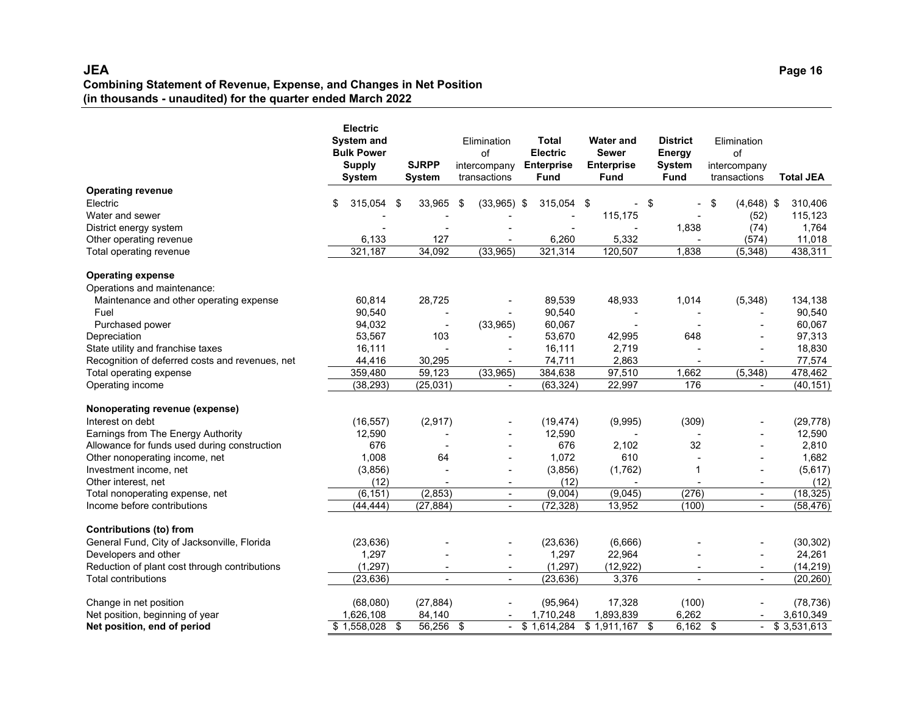# JEA

## Combining Statement of Revenue, Expense, and Changes in Net Position
## (in thousands - unaudited) for the quarter ended March 2022

| | Electric System and Bulk Power Supply System | SJRPP System | Elimination of intercompany transactions | Total Electric Enterprise Fund | Water and Sewer Enterprise Fund | District Energy System Fund | Elimination of intercompany transactions | Total JEA |
|---|---|---|---|---|---|---|---|---|
| **Operating revenue** | | | | | | | | |
| Electric | $ 315,054 | $ 33,965 | $ (33,965) | $ 315,054 | $ - | $ - | $ (4,648) | $ 310,406 |
| Water and sewer | - | - | - | - | 115,175 | - | (52) | 115,123 |
| District energy system | - | - | - | - | - | 1,838 | (74) | 1,764 |
| Other operating revenue | 6,133 | 127 | - | 6,260 | 5,332 | - | (574) | 11,018 |
| Total operating revenue | 321,187 | 34,092 | (33,965) | 321,314 | 120,507 | 1,838 | (5,348) | 438,311 |
| **Operating expense** | | | | | | | | |
| Operations and maintenance: | | | | | | | | |
| Maintenance and other operating expense | 60,814 | 28,725 | - | 89,539 | 48,933 | 1,014 | (5,348) | 134,138 |
| Fuel | 90,540 | - | - | 90,540 | - | - | - | 90,540 |
| Purchased power | 94,032 | - | (33,965) | 60,067 | - | - | - | 60,067 |
| Depreciation | 53,567 | 103 | - | 53,670 | 42,995 | 648 | - | 97,313 |
| State utility and franchise taxes | 16,111 | - | - | 16,111 | 2,719 | - | - | 18,830 |
| Recognition of deferred costs and revenues, net | 44,416 | 30,295 | - | 74,711 | 2,863 | - | - | 77,574 |
| Total operating expense | 359,480 | 59,123 | (33,965) | 384,638 | 97,510 | 1,662 | (5,348) | 478,462 |
| Operating income | (38,293) | (25,031) | - | (63,324) | 22,997 | 176 | - | (40,151) |
| **Nonoperating revenue (expense)** | | | | | | | | |
| Interest on debt | (16,557) | (2,917) | - | (19,474) | (9,995) | (309) | - | (29,778) |
| Earnings from The Energy Authority | 12,590 | - | - | 12,590 | - | - | - | 12,590 |
| Allowance for funds used during construction | 676 | - | - | 676 | 2,102 | 32 | - | 2,810 |
| Other nonoperating income, net | 1,008 | 64 | - | 1,072 | 610 | - | - | 1,682 |
| Investment income, net | (3,856) | - | - | (3,856) | (1,762) | 1 | - | (5,617) |
| Other interest, net | (12) | - | - | (12) | - | - | - | (12) |
| Total nonoperating expense, net | (6,151) | (2,853) | - | (9,004) | (9,045) | (276) | - | (18,325) |
| Income before contributions | (44,444) | (27,884) | - | (72,328) | 13,952 | (100) | - | (58,476) |
| **Contributions (to) from** | | | | | | | | |
| General Fund, City of Jacksonville, Florida | (23,636) | - | - | (23,636) | (6,666) | - | - | (30,302) |
| Developers and other | 1,297 | - | - | 1,297 | 22,964 | - | - | 24,261 |
| Reduction of plant cost through contributions | (1,297) | - | - | (1,297) | (12,922) | - | - | (14,219) |
| Total contributions | (23,636) | - | - | (23,636) | 3,376 | - | - | (20,260) |
| Change in net position | (68,080) | (27,884) | - | (95,964) | 17,328 | (100) | - | (78,736) |
| Net position, beginning of year | 1,626,108 | 84,140 | - | 1,710,248 | 1,893,839 | 6,262 | - | 3,610,349 |
| **Net position, end of period** | $ 1,558,028 | $ 56,256 | $ - | $ 1,614,284 | $ 1,911,167 | $ 6,162 | $ - | $ 3,531,613 |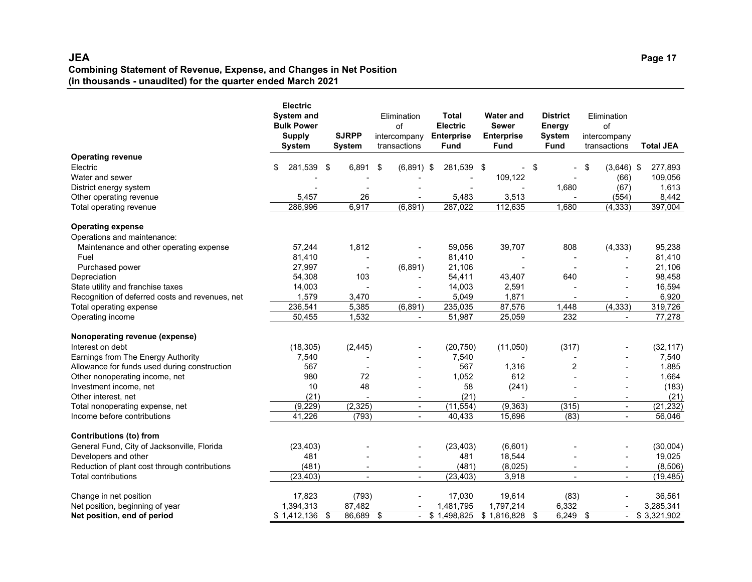## JEA

### Combining Statement of Revenue, Expense, and Changes in Net Position
### (in thousands - unaudited) for the quarter ended March 2021

| | Electric System and Bulk Power Supply System | SJRPP System | Elimination of intercompany transactions | Total Electric Enterprise Fund | Water and Sewer Enterprise Fund | District Energy System Fund | Elimination of intercompany transactions | Total JEA |
|---|---|---|---|---|---|---|---|---|
| **Operating revenue** | | | | | | | | |
| Electric | $ 281,539 | $ 6,891 | $ (6,891) | $ 281,539 | $ - | $ - | $ (3,646) | $ 277,893 |
| Water and sewer | - | - | - | - | 109,122 | - | (66) | 109,056 |
| District energy system | - | - | - | - | - | 1,680 | (67) | 1,613 |
| Other operating revenue | 5,457 | 26 | - | 5,483 | 3,513 | - | (554) | 8,442 |
| Total operating revenue | 286,996 | 6,917 | (6,891) | 287,022 | 112,635 | 1,680 | (4,333) | 397,004 |
| **Operating expense** | | | | | | | | |
| Operations and maintenance: | | | | | | | | |
| Maintenance and other operating expense | 57,244 | 1,812 | - | 59,056 | 39,707 | 808 | (4,333) | 95,238 |
| Fuel | 81,410 | - | - | 81,410 | - | - | - | 81,410 |
| Purchased power | 27,997 | - | (6,891) | 21,106 | - | - | - | 21,106 |
| Depreciation | 54,308 | 103 | - | 54,411 | 43,407 | 640 | - | 98,458 |
| State utility and franchise taxes | 14,003 | - | - | 14,003 | 2,591 | - | - | 16,594 |
| Recognition of deferred costs and revenues, net | 1,579 | 3,470 | - | 5,049 | 1,871 | - | - | 6,920 |
| Total operating expense | 236,541 | 5,385 | (6,891) | 235,035 | 87,576 | 1,448 | (4,333) | 319,726 |
| Operating income | 50,455 | 1,532 | - | 51,987 | 25,059 | 232 | - | 77,278 |
| **Nonoperating revenue (expense)** | | | | | | | | |
| Interest on debt | (18,305) | (2,445) | - | (20,750) | (11,050) | (317) | - | (32,117) |
| Earnings from The Energy Authority | 7,540 | - | - | 7,540 | - | - | - | 7,540 |
| Allowance for funds used during construction | 567 | - | - | 567 | 1,316 | 2 | - | 1,885 |
| Other nonoperating income, net | 980 | 72 | - | 1,052 | 612 | - | - | 1,664 |
| Investment income, net | 10 | 48 | - | 58 | (241) | - | - | (183) |
| Other interest, net | (21) | - | - | (21) | - | - | - | (21) |
| Total nonoperating expense, net | (9,229) | (2,325) | - | (11,554) | (9,363) | (315) | - | (21,232) |
| Income before contributions | 41,226 | (793) | - | 40,433 | 15,696 | (83) | - | 56,046 |
| **Contributions (to) from** | | | | | | | | |
| General Fund, City of Jacksonville, Florida | (23,403) | - | - | (23,403) | (6,601) | - | - | (30,004) |
| Developers and other | 481 | - | - | 481 | 18,544 | - | - | 19,025 |
| Reduction of plant cost through contributions | (481) | - | - | (481) | (8,025) | - | - | (8,506) |
| Total contributions | (23,403) | - | - | (23,403) | 3,918 | - | - | (19,485) |
| Change in net position | 17,823 | (793) | - | 17,030 | 19,614 | (83) | - | 36,561 |
| Net position, beginning of year | 1,394,313 | 87,482 | - | 1,481,795 | 1,797,214 | 6,332 | - | 3,285,341 |
| **Net position, end of period** | $ 1,412,136 | $ 86,689 | $ - | $ 1,498,825 | $ 1,816,828 | $ 6,249 | $ - | $ 3,321,902 |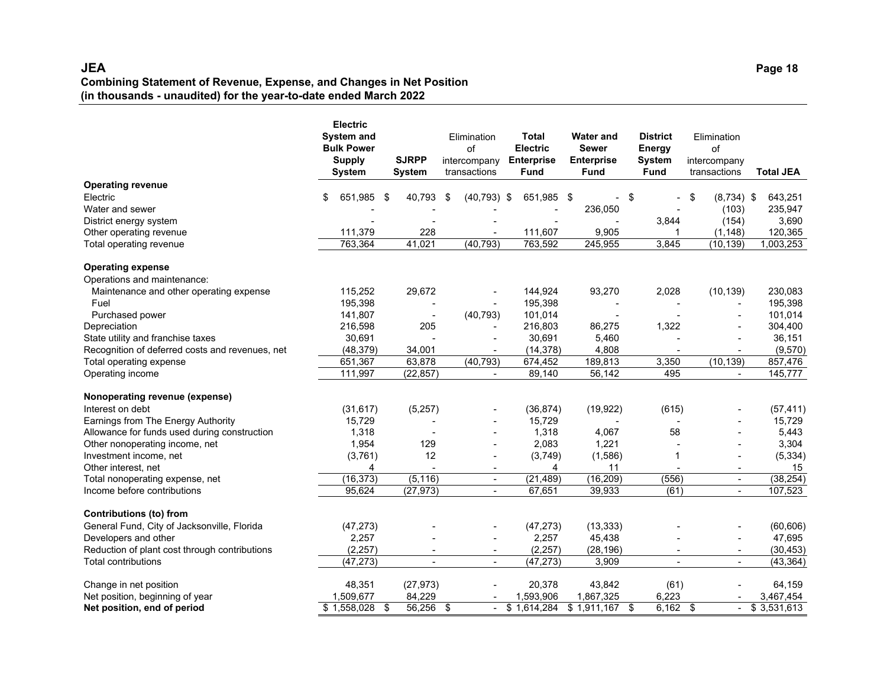## JEA

**Combining Statement of Revenue, Expense, and Changes in Net Position**
**(in thousands - unaudited) for the year-to-date ended March 2022**

| | Electric System and Bulk Power Supply System | SJRPP System | Elimination of intercompany transactions | Total Electric Enterprise Fund | Water and Sewer Enterprise Fund | District Energy System Fund | Elimination of intercompany transactions | Total JEA |
|---|---|---|---|---|---|---|---|---|
| **Operating revenue** | | | | | | | | |
| Electric | $ 651,985 | $ 40,793 | $ (40,793) | $ 651,985 | $ - | $ - | $ (8,734) | $ 643,251 |
| Water and sewer | - | - | - | - | 236,050 | - | (103) | 235,947 |
| District energy system | - | - | - | - | - | 3,844 | (154) | 3,690 |
| Other operating revenue | 111,379 | 228 | - | 111,607 | 9,905 | 1 | (1,148) | 120,365 |
| Total operating revenue | 763,364 | 41,021 | (40,793) | 763,592 | 245,955 | 3,845 | (10,139) | 1,003,253 |
| **Operating expense** | | | | | | | | |
| Operations and maintenance: | | | | | | | | |
| Maintenance and other operating expense | 115,252 | 29,672 | - | 144,924 | 93,270 | 2,028 | (10,139) | 230,083 |
| Fuel | 195,398 | - | - | 195,398 | - | - | - | 195,398 |
| Purchased power | 141,807 | - | (40,793) | 101,014 | - | - | - | 101,014 |
| Depreciation | 216,598 | 205 | - | 216,803 | 86,275 | 1,322 | - | 304,400 |
| State utility and franchise taxes | 30,691 | - | - | 30,691 | 5,460 | - | - | 36,151 |
| Recognition of deferred costs and revenues, net | (48,379) | 34,001 | - | (14,378) | 4,808 | - | - | (9,570) |
| Total operating expense | 651,367 | 63,878 | (40,793) | 674,452 | 189,813 | 3,350 | (10,139) | 857,476 |
| Operating income | 111,997 | (22,857) | - | 89,140 | 56,142 | 495 | - | 145,777 |
| **Nonoperating revenue (expense)** | | | | | | | | |
| Interest on debt | (31,617) | (5,257) | - | (36,874) | (19,922) | (615) | - | (57,411) |
| Earnings from The Energy Authority | 15,729 | - | - | 15,729 | - | - | - | 15,729 |
| Allowance for funds used during construction | 1,318 | - | - | 1,318 | 4,067 | 58 | - | 5,443 |
| Other nonoperating income, net | 1,954 | 129 | - | 2,083 | 1,221 | - | - | 3,304 |
| Investment income, net | (3,761) | 12 | - | (3,749) | (1,586) | 1 | - | (5,334) |
| Other interest, net | 4 | - | - | 4 | 11 | - | - | 15 |
| Total nonoperating expense, net | (16,373) | (5,116) | - | (21,489) | (16,209) | (556) | - | (38,254) |
| Income before contributions | 95,624 | (27,973) | - | 67,651 | 39,933 | (61) | - | 107,523 |
| **Contributions (to) from** | | | | | | | | |
| General Fund, City of Jacksonville, Florida | (47,273) | - | - | (47,273) | (13,333) | - | - | (60,606) |
| Developers and other | 2,257 | - | - | 2,257 | 45,438 | - | - | 47,695 |
| Reduction of plant cost through contributions | (2,257) | - | - | (2,257) | (28,196) | - | - | (30,453) |
| Total contributions | (47,273) | - | - | (47,273) | 3,909 | - | - | (43,364) |
| Change in net position | 48,351 | (27,973) | - | 20,378 | 43,842 | (61) | - | 64,159 |
| Net position, beginning of year | 1,509,677 | 84,229 | - | 1,593,906 | 1,867,325 | 6,223 | - | 3,467,454 |
| **Net position, end of period** | $ 1,558,028 | $ 56,256 | $ - | $ 1,614,284 | $ 1,911,167 | $ 6,162 | $ - | $ 3,531,613 |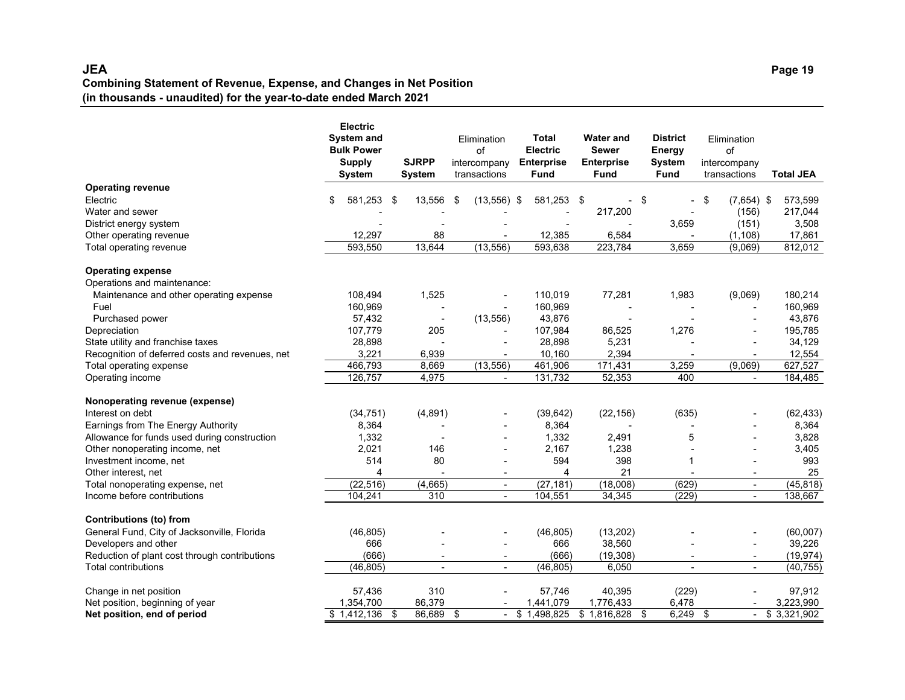# JEA

## Combining Statement of Revenue, Expense, and Changes in Net Position
## (in thousands - unaudited) for the year-to-date ended March 2021

| | Electric System and Bulk Power Supply System | SJRPP System | Elimination of intercompany transactions | Total Electric Enterprise Fund | Water and Sewer Enterprise Fund | District Energy System Fund | Elimination of intercompany transactions | Total JEA |
|---|---|---|---|---|---|---|---|---|
| **Operating revenue** | | | | | | | | |
| Electric | $ 581,253 | $ 13,556 | $ (13,556) | $ 581,253 | $ - | $ - | $ (7,654) | $ 573,599 |
| Water and sewer | - | - | - | - | 217,200 | - | (156) | 217,044 |
| District energy system | - | - | - | - | - | 3,659 | (151) | 3,508 |
| Other operating revenue | 12,297 | 88 | - | 12,385 | 6,584 | - | (1,108) | 17,861 |
| Total operating revenue | 593,550 | 13,644 | (13,556) | 593,638 | 223,784 | 3,659 | (9,069) | 812,012 |
| **Operating expense** | | | | | | | | |
| Operations and maintenance: | | | | | | | | |
| Maintenance and other operating expense | 108,494 | 1,525 | - | 110,019 | 77,281 | 1,983 | (9,069) | 180,214 |
| Fuel | 160,969 | - | - | 160,969 | - | - | - | 160,969 |
| Purchased power | 57,432 | - | (13,556) | 43,876 | - | - | - | 43,876 |
| Depreciation | 107,779 | 205 | - | 107,984 | 86,525 | 1,276 | - | 195,785 |
| State utility and franchise taxes | 28,898 | - | - | 28,898 | 5,231 | - | - | 34,129 |
| Recognition of deferred costs and revenues, net | 3,221 | 6,939 | - | 10,160 | 2,394 | - | - | 12,554 |
| Total operating expense | 466,793 | 8,669 | (13,556) | 461,906 | 171,431 | 3,259 | (9,069) | 627,527 |
| Operating income | 126,757 | 4,975 | - | 131,732 | 52,353 | 400 | - | 184,485 |
| **Nonoperating revenue (expense)** | | | | | | | | |
| Interest on debt | (34,751) | (4,891) | - | (39,642) | (22,156) | (635) | - | (62,433) |
| Earnings from The Energy Authority | 8,364 | - | - | 8,364 | - | - | - | 8,364 |
| Allowance for funds used during construction | 1,332 | - | - | 1,332 | 2,491 | 5 | - | 3,828 |
| Other nonoperating income, net | 2,021 | 146 | - | 2,167 | 1,238 | - | - | 3,405 |
| Investment income, net | 514 | 80 | - | 594 | 398 | 1 | - | 993 |
| Other interest, net | 4 | - | - | 4 | 21 | - | - | 25 |
| Total nonoperating expense, net | (22,516) | (4,665) | - | (27,181) | (18,008) | (629) | - | (45,818) |
| Income before contributions | 104,241 | 310 | - | 104,551 | 34,345 | (229) | - | 138,667 |
| **Contributions (to) from** | | | | | | | | |
| General Fund, City of Jacksonville, Florida | (46,805) | - | - | (46,805) | (13,202) | - | - | (60,007) |
| Developers and other | 666 | - | - | 666 | 38,560 | - | - | 39,226 |
| Reduction of plant cost through contributions | (666) | - | - | (666) | (19,308) | - | - | (19,974) |
| Total contributions | (46,805) | - | - | (46,805) | 6,050 | - | - | (40,755) |
| Change in net position | 57,436 | 310 | - | 57,746 | 40,395 | (229) | - | 97,912 |
| Net position, beginning of year | 1,354,700 | 86,379 | - | 1,441,079 | 1,776,433 | 6,478 | - | 3,223,990 |
| **Net position, end of period** | $ 1,412,136 | $ 86,689 | $ - | $ 1,498,825 | $ 1,816,828 | $ 6,249 | $ - | $ 3,321,902 |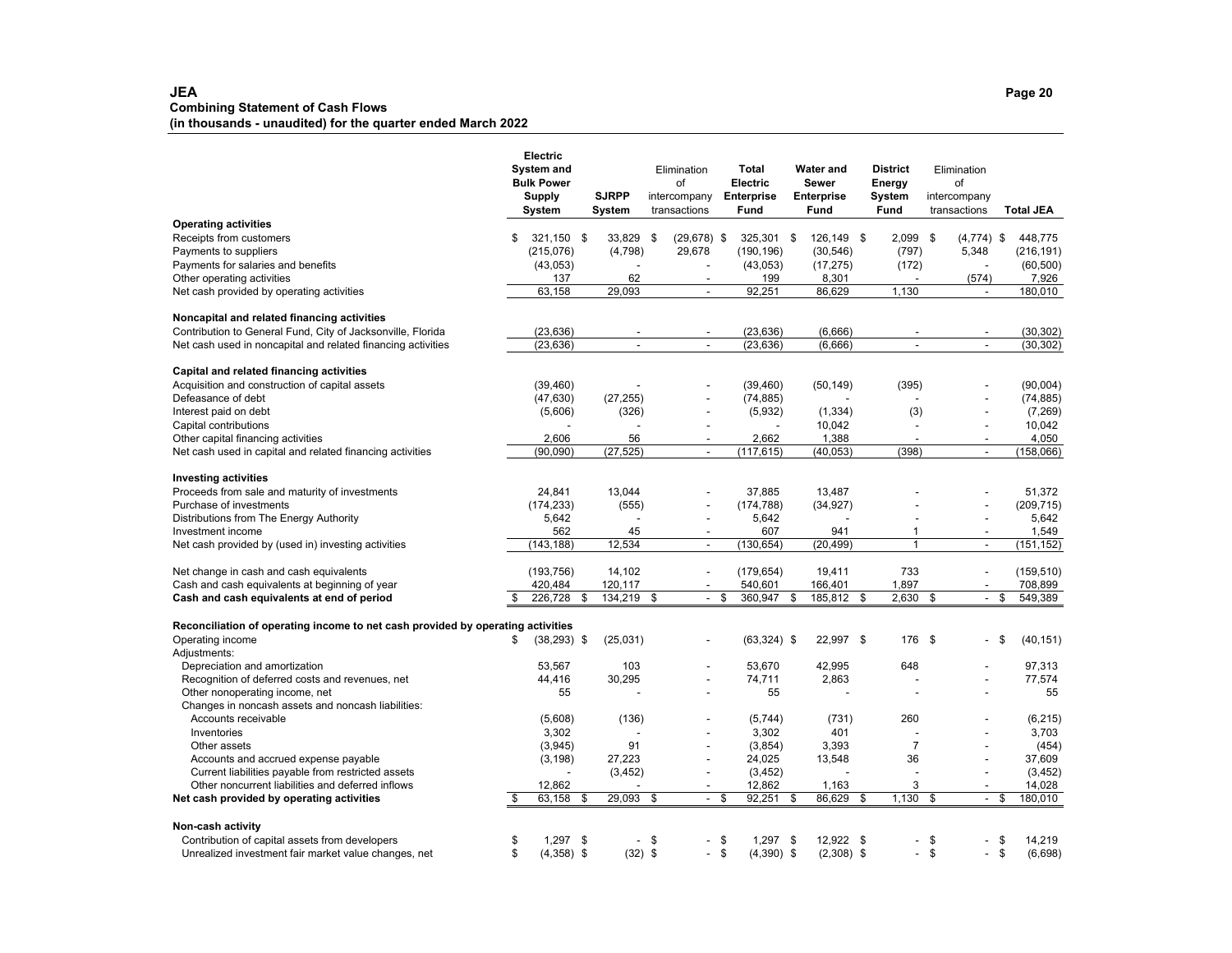**JEA**
**Combining Statement of Cash Flows**
**(in thousands - unaudited) for the quarter ended March 2022**

| | Electric System and Bulk Power Supply System | SJRPP System | Elimination of intercompany transactions | Total Electric Enterprise Fund | Water and Sewer Enterprise Fund | District Energy System Fund | Elimination of intercompany transactions | Total JEA |
|---|---|---|---|---|---|---|---|---|
| **Operating activities** | | | | | | | | |
| Receipts from customers | $ 321,150 | $ 33,829 | $ (29,678) | $ 325,301 | $ 126,149 | $ 2,099 | $ (4,774) | $ 448,775 |
| Payments to suppliers | (215,076) | (4,798) | 29,678 | (190,196) | (30,546) | (797) | 5,348 | (216,191) |
| Payments for salaries and benefits | (43,053) | - | - | (43,053) | (17,275) | (172) | - | (60,500) |
| Other operating activities | 137 | 62 | - | 199 | 8,301 | - | (574) | 7,926 |
| Net cash provided by operating activities | 63,158 | 29,093 | - | 92,251 | 86,629 | 1,130 | - | 180,010 |
| **Noncapital and related financing activities** | | | | | | | | |
| Contribution to General Fund, City of Jacksonville, Florida | (23,636) | - | - | (23,636) | (6,666) | - | - | (30,302) |
| Net cash used in noncapital and related financing activities | (23,636) | - | - | (23,636) | (6,666) | - | - | (30,302) |
| **Capital and related financing activities** | | | | | | | | |
| Acquisition and construction of capital assets | (39,460) | - | - | (39,460) | (50,149) | (395) | - | (90,004) |
| Defeasance of debt | (47,630) | (27,255) | - | (74,885) | - | - | - | (74,885) |
| Interest paid on debt | (5,606) | (326) | - | (5,932) | (1,334) | (3) | - | (7,269) |
| Capital contributions | - | - | - | - | 10,042 | - | - | 10,042 |
| Other capital financing activities | 2,606 | 56 | - | 2,662 | 1,388 | - | - | 4,050 |
| Net cash used in capital and related financing activities | (90,090) | (27,525) | - | (117,615) | (40,053) | (398) | - | (158,066) |
| **Investing activities** | | | | | | | | |
| Proceeds from sale and maturity of investments | 24,841 | 13,044 | - | 37,885 | 13,487 | - | - | 51,372 |
| Purchase of investments | (174,233) | (555) | - | (174,788) | (34,927) | - | - | (209,715) |
| Distributions from The Energy Authority | 5,642 | - | - | 5,642 | - | - | - | 5,642 |
| Investment income | 562 | 45 | - | 607 | 941 | 1 | - | 1,549 |
| Net cash provided by (used in) investing activities | (143,188) | 12,534 | - | (130,654) | (20,499) | 1 | - | (151,152) |
| Net change in cash and cash equivalents | (193,756) | 14,102 | - | (179,654) | 19,411 | 733 | - | (159,510) |
| Cash and cash equivalents at beginning of year | 420,484 | 120,117 | - | 540,601 | 166,401 | 1,897 | - | 708,899 |
| **Cash and cash equivalents at end of period** | $ 226,728 | $ 134,219 | $ - | $ 360,947 | $ 185,812 | $ 2,630 | $ - | $ 549,389 |
| **Reconciliation of operating income to net cash provided by operating activities** | | | | | | | | |
| Operating income | $ (38,293) | $ (25,031) | - | $ (63,324) | $ 22,997 | $ 176 | $ - | $ (40,151) |
| Adjustments: | | | | | | | | |
| Depreciation and amortization | 53,567 | 103 | - | 53,670 | 42,995 | 648 | - | 97,313 |
| Recognition of deferred costs and revenues, net | 44,416 | 30,295 | - | 74,711 | 2,863 | - | - | 77,574 |
| Other nonoperating income, net | 55 | - | - | 55 | - | - | - | 55 |
| Changes in noncash assets and noncash liabilities: | | | | | | | | |
| Accounts receivable | (5,608) | (136) | - | (5,744) | (731) | 260 | - | (6,215) |
| Inventories | 3,302 | - | - | 3,302 | 401 | - | - | 3,703 |
| Other assets | (3,945) | 91 | - | (3,854) | 3,393 | 7 | - | (454) |
| Accounts and accrued expense payable | (3,198) | 27,223 | - | 24,025 | 13,548 | 36 | - | 37,609 |
| Current liabilities payable from restricted assets | - | (3,452) | - | (3,452) | - | - | - | (3,452) |
| Other noncurrent liabilities and deferred inflows | 12,862 | - | - | 12,862 | 1,163 | 3 | - | 14,028 |
| **Net cash provided by operating activities** | $ 63,158 | $ 29,093 | $ - | $ 92,251 | $ 86,629 | $ 1,130 | $ - | $ 180,010 |
| **Non-cash activity** | | | | | | | | |
| Contribution of capital assets from developers | $ 1,297 | $ - | $ - | $ 1,297 | $ 12,922 | $ - | $ - | $ 14,219 |
| Unrealized investment fair market value changes, net | $ (4,358) | $ (32) | $ - | $ (4,390) | $ (2,308) | $ - | $ - | $ (6,698) |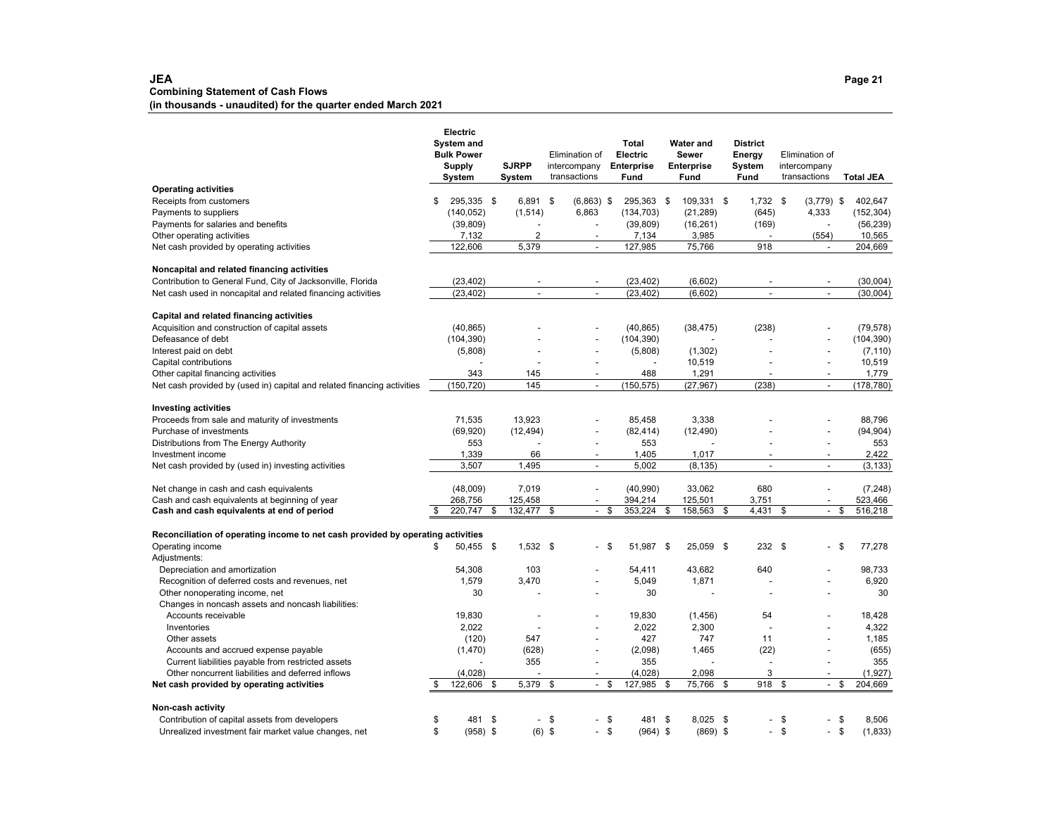**JEA**
**Combining Statement of Cash Flows**
**(in thousands - unaudited) for the quarter ended March 2021**

| | Electric System and Bulk Power Supply System | SJRPP System | Elimination of intercompany transactions | Total Electric Enterprise Fund | Water and Sewer Enterprise Fund | District Energy System Fund | Elimination of intercompany transactions | Total JEA |
|---|---|---|---|---|---|---|---|---|
| **Operating activities** | | | | | | | | |
| Receipts from customers | $ 295,335 | $ 6,891 | $ (6,863) | $ 295,363 | $ 109,331 | $ 1,732 | $ (3,779) | $ 402,647 |
| Payments to suppliers | (140,052) | (1,514) | 6,863 | (134,703) | (21,289) | (645) | 4,333 | (152,304) |
| Payments for salaries and benefits | (39,809) | - | - | (39,809) | (16,261) | (169) | - | (56,239) |
| Other operating activities | 7,132 | 2 | - | 7,134 | 3,985 | - | (554) | 10,565 |
| Net cash provided by operating activities | 122,606 | 5,379 | - | 127,985 | 75,766 | 918 | - | 204,669 |
| **Noncapital and related financing activities** | | | | | | | | |
| Contribution to General Fund, City of Jacksonville, Florida | (23,402) | - | - | (23,402) | (6,602) | - | - | (30,004) |
| Net cash used in noncapital and related financing activities | (23,402) | - | - | (23,402) | (6,602) | - | - | (30,004) |
| **Capital and related financing activities** | | | | | | | | |
| Acquisition and construction of capital assets | (40,865) | - | - | (40,865) | (38,475) | (238) | - | (79,578) |
| Defeasance of debt | (104,390) | - | - | (104,390) | - | - | - | (104,390) |
| Interest paid on debt | (5,808) | - | - | (5,808) | (1,302) | - | - | (7,110) |
| Capital contributions | - | - | - | - | 10,519 | - | - | 10,519 |
| Other capital financing activities | 343 | 145 | - | 488 | 1,291 | - | - | 1,779 |
| Net cash provided by (used in) capital and related financing activities | (150,720) | 145 | - | (150,575) | (27,967) | (238) | - | (178,780) |
| **Investing activities** | | | | | | | | |
| Proceeds from sale and maturity of investments | 71,535 | 13,923 | - | 85,458 | 3,338 | - | - | 88,796 |
| Purchase of investments | (69,920) | (12,494) | - | (82,414) | (12,490) | - | - | (94,904) |
| Distributions from The Energy Authority | 553 | - | - | 553 | - | - | - | 553 |
| Investment income | 1,339 | 66 | - | 1,405 | 1,017 | - | - | 2,422 |
| Net cash provided by (used in) investing activities | 3,507 | 1,495 | - | 5,002 | (8,135) | - | - | (3,133) |
| Net change in cash and cash equivalents | (48,009) | 7,019 | - | (40,990) | 33,062 | 680 | - | (7,248) |
| Cash and cash equivalents at beginning of year | 268,756 | 125,458 | - | 394,214 | 125,501 | 3,751 | - | 523,466 |
| **Cash and cash equivalents at end of period** | $ 220,747 | $ 132,477 | $ - | $ 353,224 | $ 158,563 | $ 4,431 | $ - | $ 516,218 |
| **Reconciliation of operating income to net cash provided by operating activities** | | | | | | | | |
| Operating income | $ 50,455 | $ 1,532 | $ - | $ 51,987 | $ 25,059 | $ 232 | $ - | $ 77,278 |
| Adjustments: | | | | | | | | |
| Depreciation and amortization | 54,308 | 103 | - | 54,411 | 43,682 | 640 | - | 98,733 |
| Recognition of deferred costs and revenues, net | 1,579 | 3,470 | - | 5,049 | 1,871 | - | - | 6,920 |
| Other nonoperating income, net | 30 | - | - | 30 | - | - | - | 30 |
| Changes in noncash assets and noncash liabilities: | | | | | | | | |
| Accounts receivable | 19,830 | - | - | 19,830 | (1,456) | 54 | - | 18,428 |
| Inventories | 2,022 | - | - | 2,022 | 2,300 | - | - | 4,322 |
| Other assets | (120) | 547 | - | 427 | 747 | 11 | - | 1,185 |
| Accounts and accrued expense payable | (1,470) | (628) | - | (2,098) | 1,465 | (22) | - | (655) |
| Current liabilities payable from restricted assets | - | 355 | - | 355 | - | - | - | 355 |
| Other noncurrent liabilities and deferred inflows | (4,028) | - | - | (4,028) | 2,098 | 3 | - | (1,927) |
| **Net cash provided by operating activities** | $ 122,606 | $ 5,379 | $ - | $ 127,985 | $ 75,766 | $ 918 | $ - | $ 204,669 |
| **Non-cash activity** | | | | | | | | |
| Contribution of capital assets from developers | $ 481 | $ - | $ - | $ 481 | $ 8,025 | $ - | $ - | $ 8,506 |
| Unrealized investment fair market value changes, net | $ (958) | $ (6) | $ - | $ (964) | $ (869) | $ - | $ - | $ (1,833) |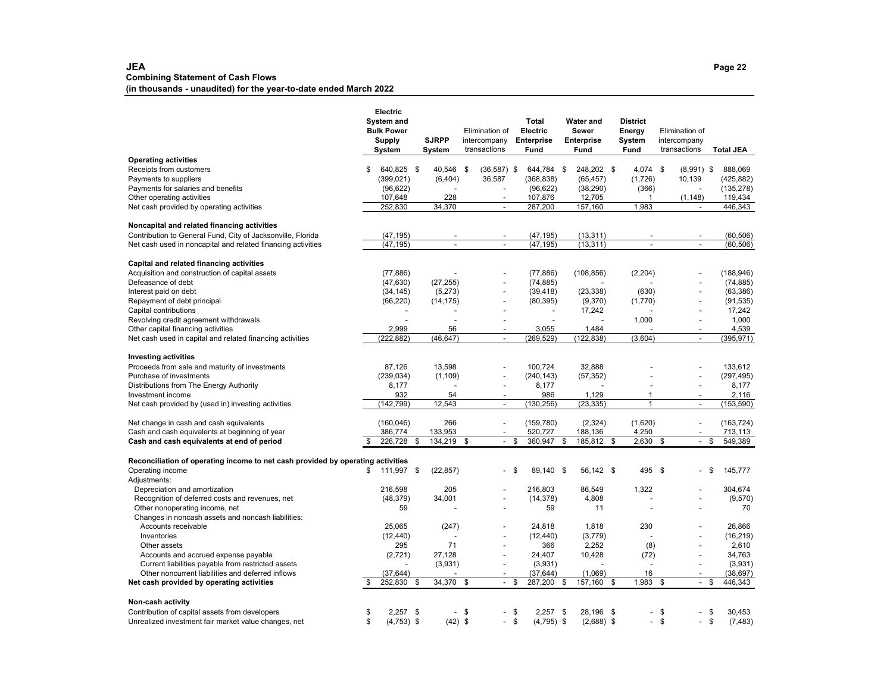**JEA**

**Combining Statement of Cash Flows**

**(in thousands - unaudited) for the year-to-date ended March 2022**

| | Electric System and Bulk Power Supply System | SJRPP System | Elimination of intercompany transactions | Total Electric Enterprise Fund | Water and Sewer Enterprise Fund | District Energy System Fund | Elimination of intercompany transactions | Total JEA |
|---|---|---|---|---|---|---|---|---|
| **Operating activities** | | | | | | | | |
| Receipts from customers | $ 640,825 | $ 40,546 | $ (36,587) | $ 644,784 | $ 248,202 | $ 4,074 | $ (8,991) | $ 888,069 |
| Payments to suppliers | (399,021) | (6,404) | 36,587 | (368,838) | (65,457) | (1,726) | 10,139 | (425,882) |
| Payments for salaries and benefits | (96,622) | - | - | (96,622) | (38,290) | (366) | - | (135,278) |
| Other operating activities | 107,648 | 228 | - | 107,876 | 12,705 | 1 | (1,148) | 119,434 |
| Net cash provided by operating activities | 252,830 | 34,370 | - | 287,200 | 157,160 | 1,983 | - | 446,343 |
| **Noncapital and related financing activities** | | | | | | | | |
| Contribution to General Fund, City of Jacksonville, Florida | (47,195) | - | - | (47,195) | (13,311) | - | - | (60,506) |
| Net cash used in noncapital and related financing activities | (47,195) | - | - | (47,195) | (13,311) | - | - | (60,506) |
| **Capital and related financing activities** | | | | | | | | |
| Acquisition and construction of capital assets | (77,886) | - | - | (77,886) | (108,856) | (2,204) | - | (188,946) |
| Defeasance of debt | (47,630) | (27,255) | - | (74,885) | - | - | - | (74,885) |
| Interest paid on debt | (34,145) | (5,273) | - | (39,418) | (23,338) | (630) | - | (63,386) |
| Repayment of debt principal | (66,220) | (14,175) | - | (80,395) | (9,370) | (1,770) | - | (91,535) |
| Capital contributions | - | - | - | - | 17,242 | - | - | 17,242 |
| Revolving credit agreement withdrawals | - | - | - | - | - | 1,000 | - | 1,000 |
| Other capital financing activities | 2,999 | 56 | - | 3,055 | 1,484 | - | - | 4,539 |
| Net cash used in capital and related financing activities | (222,882) | (46,647) | - | (269,529) | (122,838) | (3,604) | - | (395,971) |
| **Investing activities** | | | | | | | | |
| Proceeds from sale and maturity of investments | 87,126 | 13,598 | - | 100,724 | 32,888 | - | - | 133,612 |
| Purchase of investments | (239,034) | (1,109) | - | (240,143) | (57,352) | - | - | (297,495) |
| Distributions from The Energy Authority | 8,177 | - | - | 8,177 | - | - | - | 8,177 |
| Investment income | 932 | 54 | - | 986 | 1,129 | 1 | - | 2,116 |
| Net cash provided by (used in) investing activities | (142,799) | 12,543 | - | (130,256) | (23,335) | 1 | - | (153,590) |
| Net change in cash and cash equivalents | (160,046) | 266 | - | (159,780) | (2,324) | (1,620) | - | (163,724) |
| Cash and cash equivalents at beginning of year | 386,774 | 133,953 | - | 520,727 | 188,136 | 4,250 | - | 713,113 |
| **Cash and cash equivalents at end of period** | $ 226,728 | $ 134,219 | $ - | $ 360,947 | $ 185,812 | $ 2,630 | $ - | $ 549,389 |
| **Reconciliation of operating income to net cash provided by operating activities** | | | | | | | | |
| Operating income | $ 111,997 | $ (22,857) | - | $ 89,140 | $ 56,142 | $ 495 | $ - | $ 145,777 |
| Adjustments: | | | | | | | | |
| Depreciation and amortization | 216,598 | 205 | - | 216,803 | 86,549 | 1,322 | - | 304,674 |
| Recognition of deferred costs and revenues, net | (48,379) | 34,001 | - | (14,378) | 4,808 | - | - | (9,570) |
| Other nonoperating income, net | 59 | - | - | 59 | 11 | - | - | 70 |
| Changes in noncash assets and noncash liabilities: | | | | | | | | |
| Accounts receivable | 25,065 | (247) | - | 24,818 | 1,818 | 230 | - | 26,866 |
| Inventories | (12,440) | - | - | (12,440) | (3,779) | - | - | (16,219) |
| Other assets | 295 | 71 | - | 366 | 2,252 | (8) | - | 2,610 |
| Accounts and accrued expense payable | (2,721) | 27,128 | - | 24,407 | 10,428 | (72) | - | 34,763 |
| Current liabilities payable from restricted assets | - | (3,931) | - | (3,931) | - | - | - | (3,931) |
| Other noncurrent liabilities and deferred inflows | (37,644) | - | - | (37,644) | (1,069) | 16 | - | (38,697) |
| **Net cash provided by operating activities** | $ 252,830 | $ 34,370 | $ - | $ 287,200 | $ 157,160 | $ 1,983 | $ - | $ 446,343 |
| **Non-cash activity** | | | | | | | | |
| Contribution of capital assets from developers | $ 2,257 | $ - | $ - | $ 2,257 | $ 28,196 | $ - | $ - | $ 30,453 |
| Unrealized investment fair market value changes, net | $ (4,753) | $ (42) | $ - | $ (4,795) | $ (2,688) | $ - | $ - | $ (7,483) |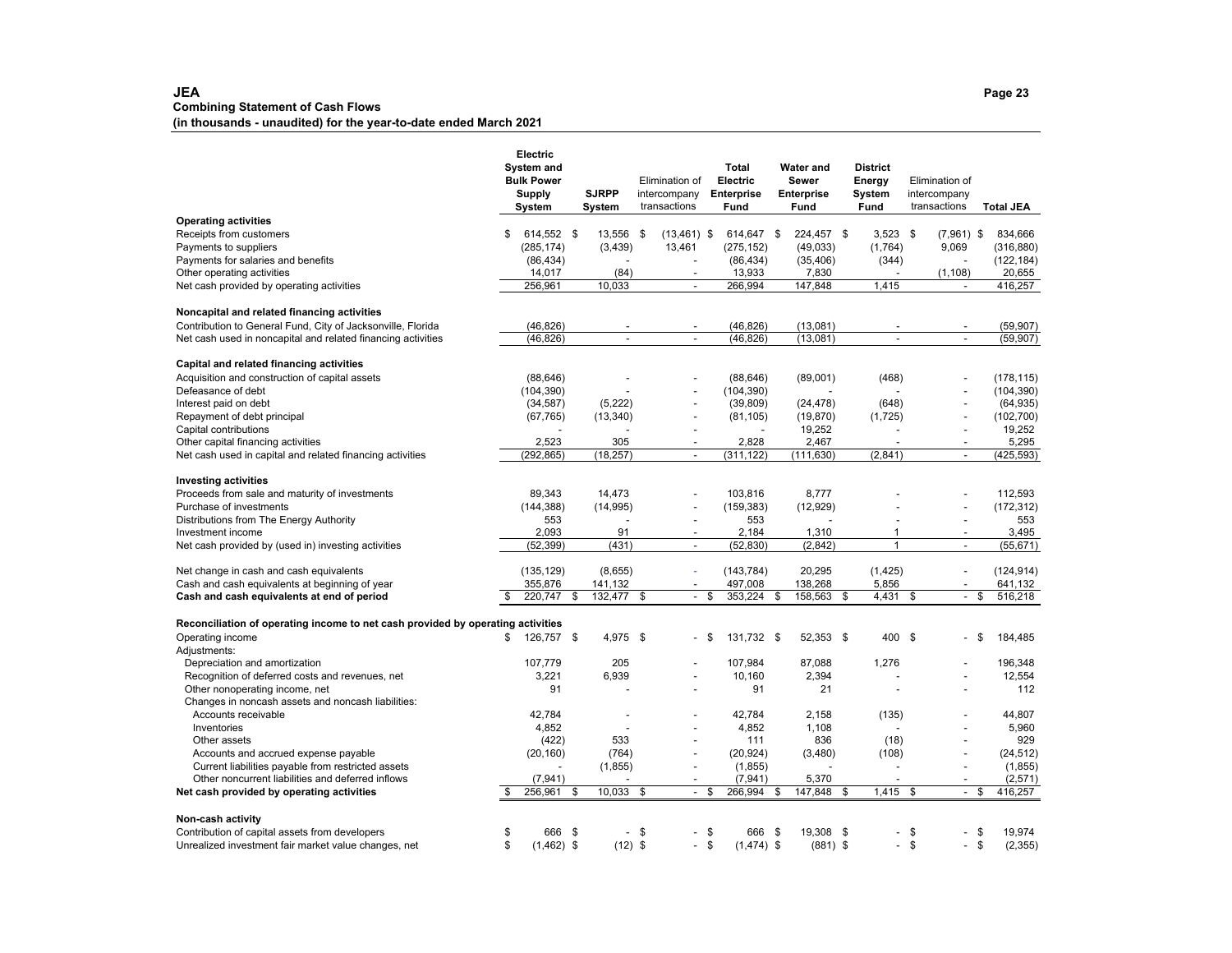# JEA

**Combining Statement of Cash Flows**
**(in thousands - unaudited) for the year-to-date ended March 2021**

| | Electric System and Bulk Power Supply System | SJRPP System | Elimination of intercompany transactions | Total Electric Enterprise Fund | Water and Sewer Enterprise Fund | District Energy System Fund | Elimination of intercompany transactions | Total JEA |
|---|---|---|---|---|---|---|---|---|
| **Operating activities** | | | | | | | | |
| Receipts from customers | $ 614,552 | $ 13,556 | $ (13,461) | $ 614,647 | $ 224,457 | $ 3,523 | $ (7,961) | $ 834,666 |
| Payments to suppliers | (285,174) | (3,439) | 13,461 | (275,152) | (49,033) | (1,764) | 9,069 | (316,880) |
| Payments for salaries and benefits | (86,434) | - | - | (86,434) | (35,406) | (344) | - | (122,184) |
| Other operating activities | 14,017 | (84) | - | 13,933 | 7,830 | - | (1,108) | 20,655 |
| Net cash provided by operating activities | 256,961 | 10,033 | - | 266,994 | 147,848 | 1,415 | - | 416,257 |
| **Noncapital and related financing activities** | | | | | | | | |
| Contribution to General Fund, City of Jacksonville, Florida | (46,826) | - | - | (46,826) | (13,081) | - | - | (59,907) |
| Net cash used in noncapital and related financing activities | (46,826) | - | - | (46,826) | (13,081) | - | - | (59,907) |
| **Capital and related financing activities** | | | | | | | | |
| Acquisition and construction of capital assets | (88,646) | - | - | (88,646) | (89,001) | (468) | - | (178,115) |
| Defeasance of debt | (104,390) | - | - | (104,390) | - | - | - | (104,390) |
| Interest paid on debt | (34,587) | (5,222) | - | (39,809) | (24,478) | (648) | - | (64,935) |
| Repayment of debt principal | (67,765) | (13,340) | - | (81,105) | (19,870) | (1,725) | - | (102,700) |
| Capital contributions | - | - | - | - | 19,252 | - | - | 19,252 |
| Other capital financing activities | 2,523 | 305 | - | 2,828 | 2,467 | - | - | 5,295 |
| Net cash used in capital and related financing activities | (292,865) | (18,257) | - | (311,122) | (111,630) | (2,841) | - | (425,593) |
| **Investing activities** | | | | | | | | |
| Proceeds from sale and maturity of investments | 89,343 | 14,473 | - | 103,816 | 8,777 | - | - | 112,593 |
| Purchase of investments | (144,388) | (14,995) | - | (159,383) | (12,929) | - | - | (172,312) |
| Distributions from The Energy Authority | 553 | - | - | 553 | - | - | - | 553 |
| Investment income | 2,093 | 91 | - | 2,184 | 1,310 | 1 | - | 3,495 |
| Net cash provided by (used in) investing activities | (52,399) | (431) | - | (52,830) | (2,842) | 1 | - | (55,671) |
| Net change in cash and cash equivalents | (135,129) | (8,655) | - | (143,784) | 20,295 | (1,425) | - | (124,914) |
| Cash and cash equivalents at beginning of year | 355,876 | 141,132 | - | 497,008 | 138,268 | 5,856 | - | 641,132 |
| **Cash and cash equivalents at end of period** | $ 220,747 | $ 132,477 | $ - | $ 353,224 | $ 158,563 | $ 4,431 | $ - | $ 516,218 |
| **Reconciliation of operating income to net cash provided by operating activities** | | | | | | | | |
| Operating income | $ 126,757 | $ 4,975 | $ - | $ 131,732 | $ 52,353 | $ 400 | $ - | $ 184,485 |
| Adjustments: | | | | | | | | |
| Depreciation and amortization | 107,779 | 205 | - | 107,984 | 87,088 | 1,276 | - | 196,348 |
| Recognition of deferred costs and revenues, net | 3,221 | 6,939 | - | 10,160 | 2,394 | - | - | 12,554 |
| Other nonoperating income, net | 91 | - | - | 91 | 21 | - | - | 112 |
| Changes in noncash assets and noncash liabilities: | | | | | | | | |
| Accounts receivable | 42,784 | - | - | 42,784 | 2,158 | (135) | - | 44,807 |
| Inventories | 4,852 | - | - | 4,852 | 1,108 | - | - | 5,960 |
| Other assets | (422) | 533 | - | 111 | 836 | (18) | - | 929 |
| Accounts and accrued expense payable | (20,160) | (764) | - | (20,924) | (3,480) | (108) | - | (24,512) |
| Current liabilities payable from restricted assets | - | (1,855) | - | (1,855) | - | - | - | (1,855) |
| Other noncurrent liabilities and deferred inflows | (7,941) | - | - | (7,941) | 5,370 | - | - | (2,571) |
| **Net cash provided by operating activities** | $ 256,961 | $ 10,033 | $ - | $ 266,994 | $ 147,848 | $ 1,415 | $ - | $ 416,257 |
| **Non-cash activity** | | | | | | | | |
| Contribution of capital assets from developers | $ 666 | $ - | $ - | $ 666 | $ 19,308 | $ - | $ - | $ 19,974 |
| Unrealized investment fair market value changes, net | $ (1,462) | $ (12) | $ - | $ (1,474) | $ (881) | $ - | $ - | $ (2,355) |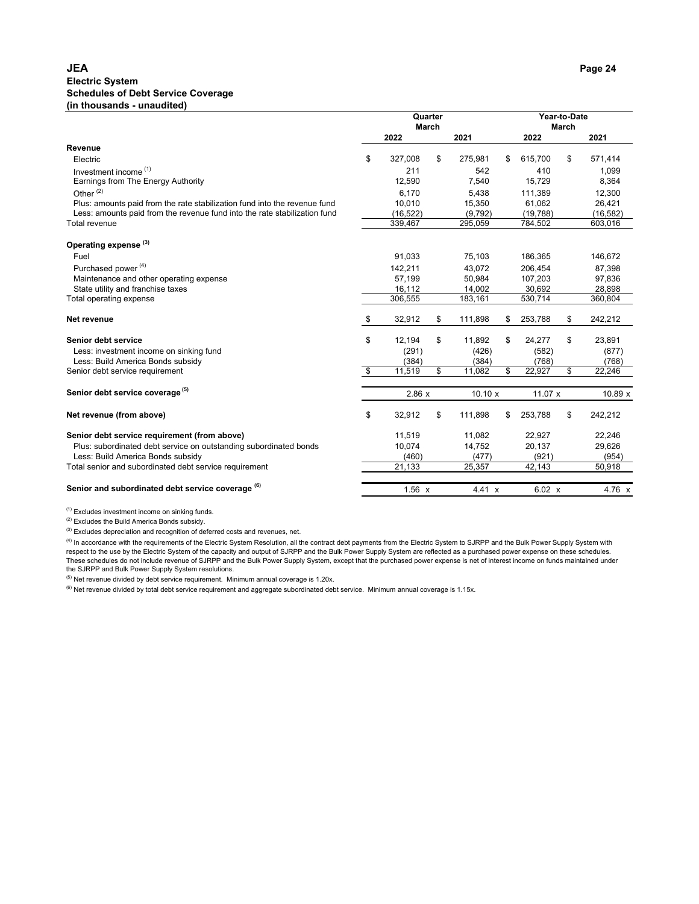**JEA**

**Electric System**

**Schedules of Debt Service Coverage**

**(in thousands - unaudited)**

| | Quarter March 2022 | Quarter March 2021 | Year-to-Date March 2022 | Year-to-Date March 2021 |
|---|---|---|---|---|
| **Revenue** | | | | |
| Electric | $ 327,008 | $ 275,981 | $ 615,700 | $ 571,414 |
| Investment income [(1)] | 211 | 542 | 410 | 1,099 |
| Earnings from The Energy Authority | 12,590 | 7,540 | 15,729 | 8,364 |
| Other [(2)] | 6,170 | 5,438 | 111,389 | 12,300 |
| Plus: amounts paid from the rate stabilization fund into the revenue fund | 10,010 | 15,350 | 61,062 | 26,421 |
| Less: amounts paid from the revenue fund into the rate stabilization fund | (16,522) | (9,792) | (19,788) | (16,582) |
| Total revenue | 339,467 | 295,059 | 784,502 | 603,016 |
| **Operating expense [(3)]** | | | | |
| Fuel | 91,033 | 75,103 | 186,365 | 146,672 |
| Purchased power [(4)] | 142,211 | 43,072 | 206,454 | 87,398 |
| Maintenance and other operating expense | 57,199 | 50,984 | 107,203 | 97,836 |
| State utility and franchise taxes | 16,112 | 14,002 | 30,692 | 28,898 |
| Total operating expense | 306,555 | 183,161 | 530,714 | 360,804 |
| **Net revenue** | $ 32,912 | $ 111,898 | $ 253,788 | $ 242,212 |
| **Senior debt service** | $ 12,194 | $ 11,892 | $ 24,277 | $ 23,891 |
| Less: investment income on sinking fund | (291) | (426) | (582) | (877) |
| Less: Build America Bonds subsidy | (384) | (384) | (768) | (768) |
| Senior debt service requirement | $ 11,519 | $ 11,082 | $ 22,927 | $ 22,246 |
| **Senior debt service coverage [(5)]** | 2.86 x | 10.10 x | 11.07 x | 10.89 x |
| **Net revenue (from above)** | $ 32,912 | $ 111,898 | $ 253,788 | $ 242,212 |
| **Senior debt service requirement (from above)** | 11,519 | 11,082 | 22,927 | 22,246 |
| Plus: subordinated debt service on outstanding subordinated bonds | 10,074 | 14,752 | 20,137 | 29,626 |
| Less: Build America Bonds subsidy | (460) | (477) | (921) | (954) |
| Total senior and subordinated debt service requirement | 21,133 | 25,357 | 42,143 | 50,918 |
| **Senior and subordinated debt service coverage [(6)]** | 1.56 x | 4.41 x | 6.02 x | 4.76 x |

[(1)] Excludes investment income on sinking funds.

[(2)] Excludes the Build America Bonds subsidy.

[(3)] Excludes depreciation and recognition of deferred costs and revenues, net.

[(4)] In accordance with the requirements of the Electric System Resolution, all the contract debt payments from the Electric System to SJRPP and the Bulk Power Supply System with respect to the use by the Electric System of the capacity and output of SJRPP and the Bulk Power Supply System are reflected as a purchased power expense on these schedules. These schedules do not include revenue of SJRPP and the Bulk Power Supply System, except that the purchased power expense is net of interest income on funds maintained under the SJRPP and Bulk Power Supply System resolutions.

[(5)] Net revenue divided by debt service requirement. Minimum annual coverage is 1.20x.

[(6)] Net revenue divided by total debt service requirement and aggregate subordinated debt service. Minimum annual coverage is 1.15x.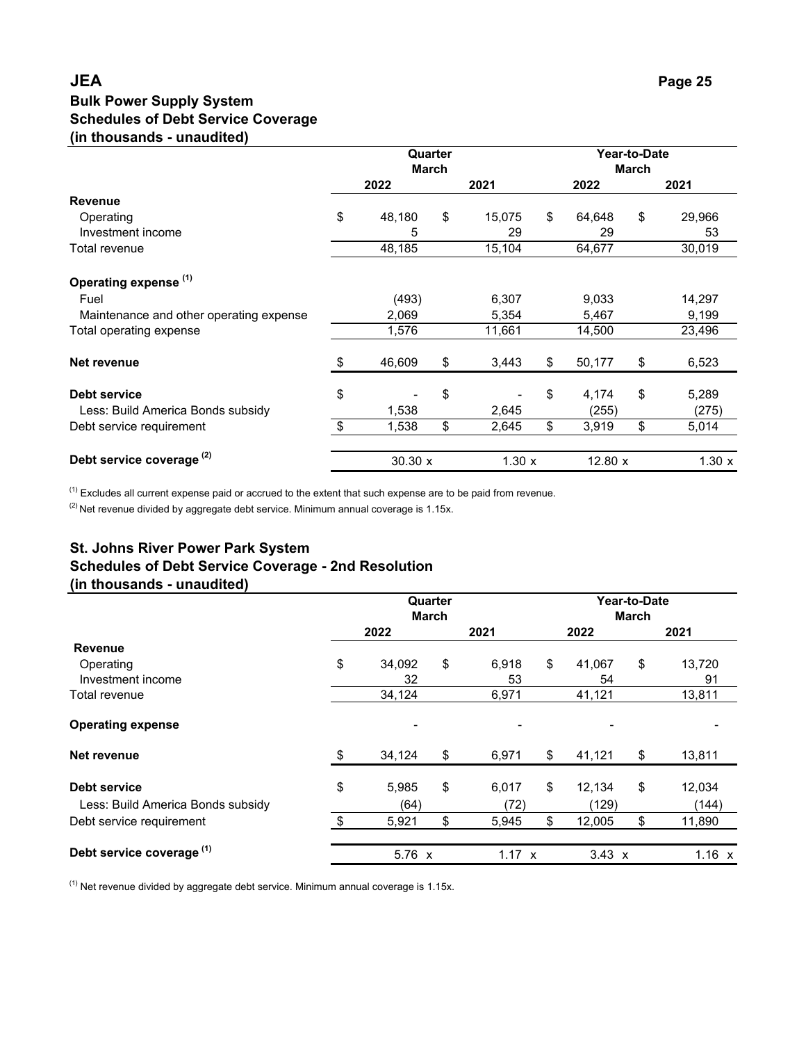# JEA

## Bulk Power Supply System
## Schedules of Debt Service Coverage
## (in thousands - unaudited)

| | Quarter March 2022 | Quarter March 2021 | Year-to-Date March 2022 | Year-to-Date March 2021 |
|---|---|---|---|---|
| **Revenue** | | | | |
| Operating | $ 48,180 | $ 15,075 | $ 64,648 | $ 29,966 |
| Investment income | 5 | 29 | 29 | 53 |
| Total revenue | 48,185 | 15,104 | 64,677 | 30,019 |
| **Operating expense** [(1)] | | | | |
| Fuel | (493) | 6,307 | 9,033 | 14,297 |
| Maintenance and other operating expense | 2,069 | 5,354 | 5,467 | 9,199 |
| Total operating expense | 1,576 | 11,661 | 14,500 | 23,496 |
| **Net revenue** | $ 46,609 | $ 3,443 | $ 50,177 | $ 6,523 |
| **Debt service** | $ - | $ - | $ 4,174 | $ 5,289 |
| Less: Build America Bonds subsidy | 1,538 | 2,645 | (255) | (275) |
| Debt service requirement | $ 1,538 | $ 2,645 | $ 3,919 | $ 5,014 |
| **Debt service coverage** [(2)] | 30.30 x | 1.30 x | 12.80 x | 1.30 x |

[(1)] Excludes all current expense paid or accrued to the extent that such expense are to be paid from revenue.

[(2)] Net revenue divided by aggregate debt service. Minimum annual coverage is 1.15x.

## St. Johns River Power Park System
## Schedules of Debt Service Coverage - 2nd Resolution
## (in thousands - unaudited)

| | Quarter March 2022 | Quarter March 2021 | Year-to-Date March 2022 | Year-to-Date March 2021 |
|---|---|---|---|---|
| **Revenue** | | | | |
| Operating | $ 34,092 | $ 6,918 | $ 41,067 | $ 13,720 |
| Investment income | 32 | 53 | 54 | 91 |
| Total revenue | 34,124 | 6,971 | 41,121 | 13,811 |
| **Operating expense** | - | - | - | - |
| **Net revenue** | $ 34,124 | $ 6,971 | $ 41,121 | $ 13,811 |
| **Debt service** | $ 5,985 | $ 6,017 | $ 12,134 | $ 12,034 |
| Less: Build America Bonds subsidy | (64) | (72) | (129) | (144) |
| Debt service requirement | $ 5,921 | $ 5,945 | $ 12,005 | $ 11,890 |
| **Debt service coverage** [(1)] | 5.76 x | 1.17 x | 3.43 x | 1.16 x |

[(1)] Net revenue divided by aggregate debt service. Minimum annual coverage is 1.15x.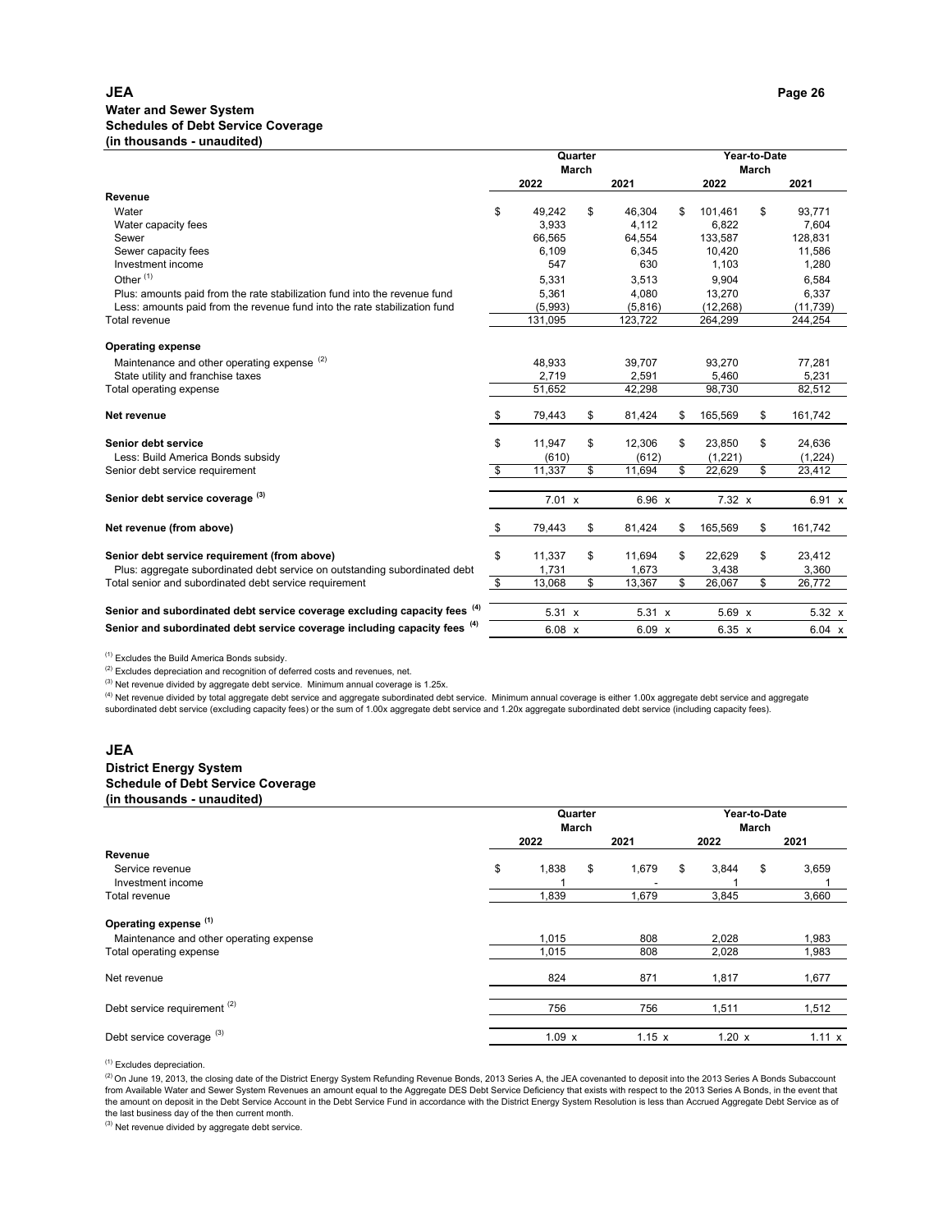## JEA
### Water and Sewer System
### Schedules of Debt Service Coverage
### (in thousands - unaudited)

| | Quarter March 2022 | Quarter March 2021 | Year-to-Date March 2022 | Year-to-Date March 2021 |
|---|---|---|---|---|
| **Revenue** | | | | |
| Water | $ 49,242 | $ 46,304 | $ 101,461 | $ 93,771 |
| Water capacity fees | 3,933 | 4,112 | 6,822 | 7,604 |
| Sewer | 66,565 | 64,554 | 133,587 | 128,831 |
| Sewer capacity fees | 6,109 | 6,345 | 10,420 | 11,586 |
| Investment income | 547 | 630 | 1,103 | 1,280 |
| Other (1) | 5,331 | 3,513 | 9,904 | 6,584 |
| Plus: amounts paid from the rate stabilization fund into the revenue fund | 5,361 | 4,080 | 13,270 | 6,337 |
| Less: amounts paid from the revenue fund into the rate stabilization fund | (5,993) | (5,816) | (12,268) | (11,739) |
| Total revenue | 131,095 | 123,722 | 264,299 | 244,254 |
| **Operating expense** | | | | |
| Maintenance and other operating expense (2) | 48,933 | 39,707 | 93,270 | 77,281 |
| State utility and franchise taxes | 2,719 | 2,591 | 5,460 | 5,231 |
| Total operating expense | 51,652 | 42,298 | 98,730 | 82,512 |
| **Net revenue** | $ 79,443 | $ 81,424 | $ 165,569 | $ 161,742 |
| **Senior debt service** | $ 11,947 | $ 12,306 | $ 23,850 | $ 24,636 |
| Less: Build America Bonds subsidy | (610) | (612) | (1,221) | (1,224) |
| Senior debt service requirement | $ 11,337 | $ 11,694 | $ 22,629 | $ 23,412 |
| **Senior debt service coverage (3)** | 7.01 x | 6.96 x | 7.32 x | 6.91 x |
| **Net revenue (from above)** | $ 79,443 | $ 81,424 | $ 165,569 | $ 161,742 |
| **Senior debt service requirement (from above)** | $ 11,337 | $ 11,694 | $ 22,629 | $ 23,412 |
| Plus: aggregate subordinated debt service on outstanding subordinated debt | 1,731 | 1,673 | 3,438 | 3,360 |
| Total senior and subordinated debt service requirement | $ 13,068 | $ 13,367 | $ 26,067 | $ 26,772 |
| **Senior and subordinated debt service coverage excluding capacity fees (4)** | 5.31 x | 5.31 x | 5.69 x | 5.32 x |
| **Senior and subordinated debt service coverage including capacity fees (4)** | 6.08 x | 6.09 x | 6.35 x | 6.04 x |

(1) Excludes the Build America Bonds subsidy.

(2) Excludes depreciation and recognition of deferred costs and revenues, net.

(3) Net revenue divided by aggregate debt service. Minimum annual coverage is 1.25x.

(4) Net revenue divided by total aggregate debt service and aggregate subordinated debt service. Minimum annual coverage is either 1.00x aggregate debt service and aggregate subordinated debt service (excluding capacity fees) or the sum of 1.00x aggregate debt service and 1.20x aggregate subordinated debt service (including capacity fees).

## JEA
### District Energy System
### Schedule of Debt Service Coverage
### (in thousands - unaudited)

| | Quarter March 2022 | Quarter March 2021 | Year-to-Date March 2022 | Year-to-Date March 2021 |
|---|---|---|---|---|
| **Revenue** | | | | |
| Service revenue | $ 1,838 | $ 1,679 | $ 3,844 | $ 3,659 |
| Investment income | 1 | - | 1 | 1 |
| Total revenue | 1,839 | 1,679 | 3,845 | 3,660 |
| **Operating expense (1)** | | | | |
| Maintenance and other operating expense | 1,015 | 808 | 2,028 | 1,983 |
| Total operating expense | 1,015 | 808 | 2,028 | 1,983 |
| Net revenue | 824 | 871 | 1,817 | 1,677 |
| Debt service requirement (2) | 756 | 756 | 1,511 | 1,512 |
| Debt service coverage (3) | 1.09 x | 1.15 x | 1.20 x | 1.11 x |

(1) Excludes depreciation.

(2) On June 19, 2013, the closing date of the District Energy System Refunding Revenue Bonds, 2013 Series A, the JEA covenanted to deposit into the 2013 Series A Bonds Subaccount from Available Water and Sewer System Revenues an amount equal to the Aggregate DES Debt Service Deficiency that exists with respect to the 2013 Series A Bonds, in the event that the amount on deposit in the Debt Service Account in the Debt Service Fund in accordance with the District Energy System Resolution is less than Accrued Aggregate Debt Service as of the last business day of the then current month.

(3) Net revenue divided by aggregate debt service.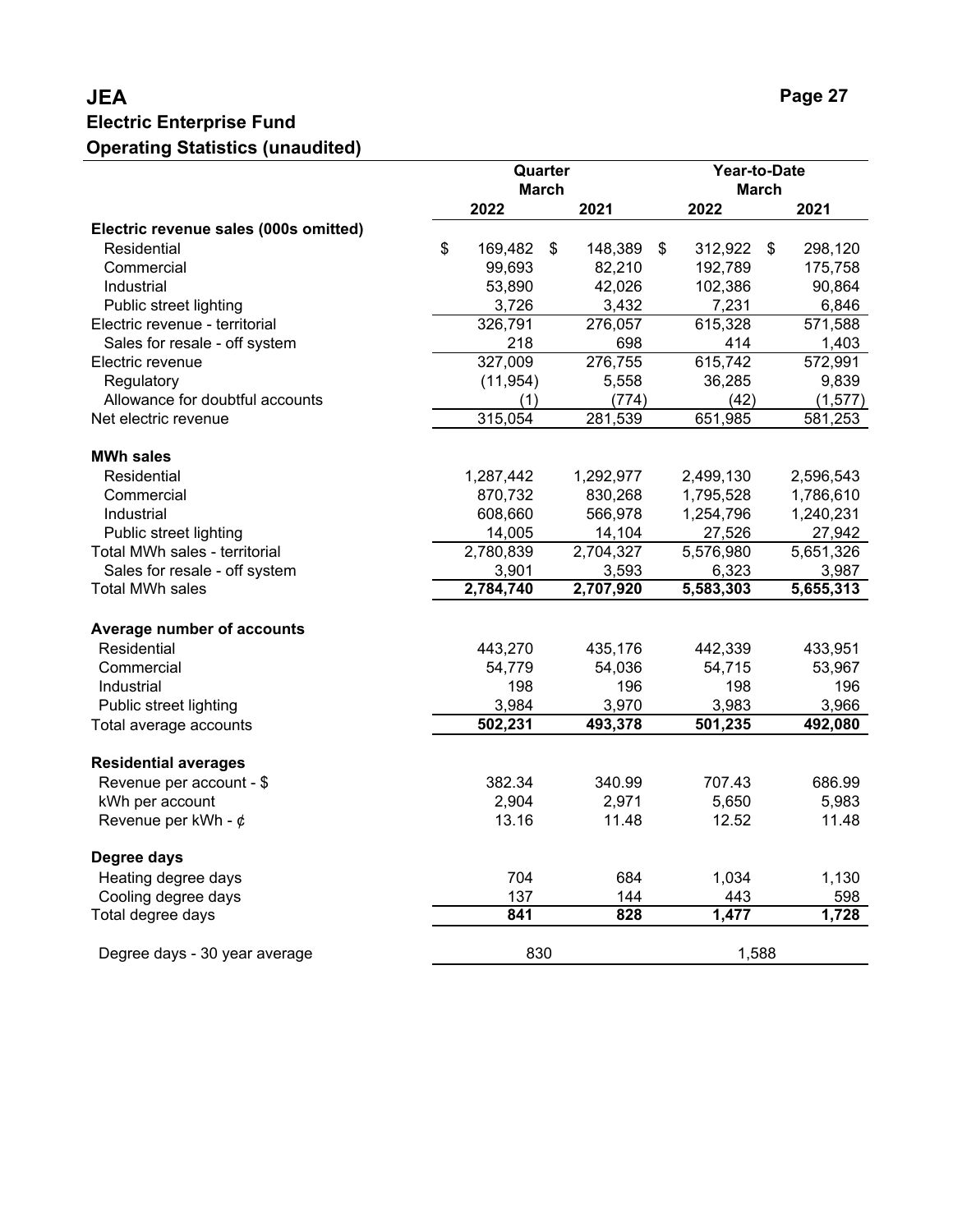# JEA

## Electric Enterprise Fund

## Operating Statistics (unaudited)

| | Quarter March 2022 | Quarter March 2021 | Year-to-Date March 2022 | Year-to-Date March 2021 |
|---|---|---|---|---|
| **Electric revenue sales (000s omitted)** | | | | |
| Residential | $ 169,482 | $ 148,389 | $ 312,922 | $ 298,120 |
| Commercial | 99,693 | 82,210 | 192,789 | 175,758 |
| Industrial | 53,890 | 42,026 | 102,386 | 90,864 |
| Public street lighting | 3,726 | 3,432 | 7,231 | 6,846 |
| Electric revenue - territorial | 326,791 | 276,057 | 615,328 | 571,588 |
| Sales for resale - off system | 218 | 698 | 414 | 1,403 |
| Electric revenue | 327,009 | 276,755 | 615,742 | 572,991 |
| Regulatory | (11,954) | 5,558 | 36,285 | 9,839 |
| Allowance for doubtful accounts | (1) | (774) | (42) | (1,577) |
| Net electric revenue | 315,054 | 281,539 | 651,985 | 581,253 |
| **MWh sales** | | | | |
| Residential | 1,287,442 | 1,292,977 | 2,499,130 | 2,596,543 |
| Commercial | 870,732 | 830,268 | 1,795,528 | 1,786,610 |
| Industrial | 608,660 | 566,978 | 1,254,796 | 1,240,231 |
| Public street lighting | 14,005 | 14,104 | 27,526 | 27,942 |
| Total MWh sales - territorial | 2,780,839 | 2,704,327 | 5,576,980 | 5,651,326 |
| Sales for resale - off system | 3,901 | 3,593 | 6,323 | 3,987 |
| Total MWh sales | **2,784,740** | **2,707,920** | **5,583,303** | **5,655,313** |
| **Average number of accounts** | | | | |
| Residential | 443,270 | 435,176 | 442,339 | 433,951 |
| Commercial | 54,779 | 54,036 | 54,715 | 53,967 |
| Industrial | 198 | 196 | 198 | 196 |
| Public street lighting | 3,984 | 3,970 | 3,983 | 3,966 |
| Total average accounts | **502,231** | **493,378** | **501,235** | **492,080** |
| **Residential averages** | | | | |
| Revenue per account - $ | 382.34 | 340.99 | 707.43 | 686.99 |
| kWh per account | 2,904 | 2,971 | 5,650 | 5,983 |
| Revenue per kWh - ¢ | 13.16 | 11.48 | 12.52 | 11.48 |
| **Degree days** | | | | |
| Heating degree days | 704 | 684 | 1,034 | 1,130 |
| Cooling degree days | 137 | 144 | 443 | 598 |
| Total degree days | **841** | **828** | **1,477** | **1,728** |
| Degree days - 30 year average | 830 | | 1,588 | |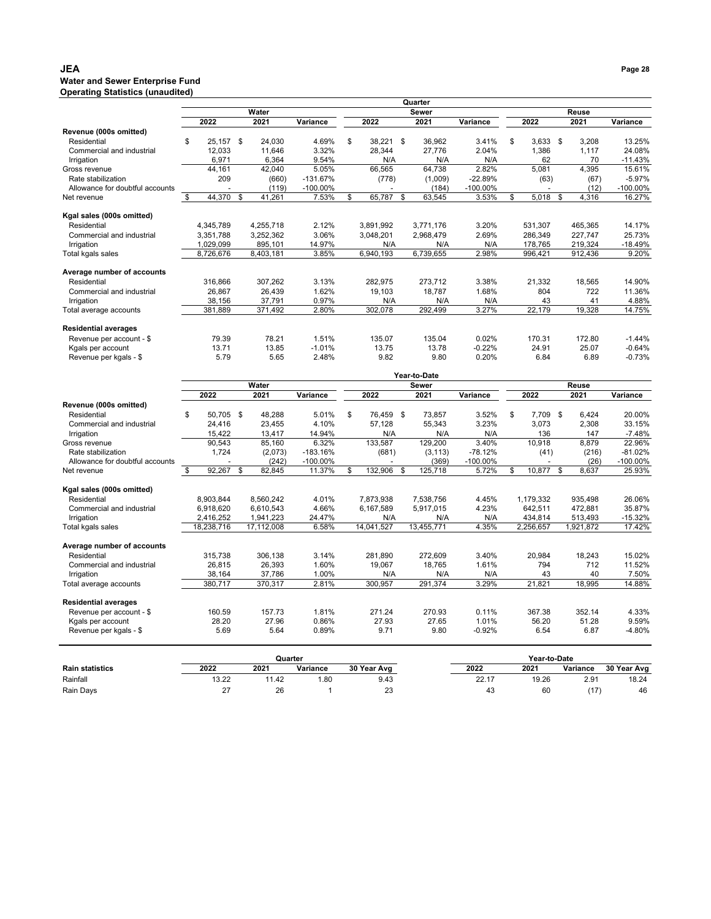# JEA

## Water and Sewer Enterprise Fund

### Operating Statistics (unaudited)

| | Quarter | | | | | | | | |
|---|---|---|---|---|---|---|---|---|---|
| | Water | | | Sewer | | | Reuse | | |
| | 2022 | 2021 | Variance | 2022 | 2021 | Variance | 2022 | 2021 | Variance |
| **Revenue (000s omitted)** | | | | | | | | | |
| Residential | $ 25,157 | $ 24,030 | 4.69% | $ 38,221 | $ 36,962 | 3.41% | $ 3,633 | $ 3,208 | 13.25% |
| Commercial and industrial | 12,033 | 11,646 | 3.32% | 28,344 | 27,776 | 2.04% | 1,386 | 1,117 | 24.08% |
| Irrigation | 6,971 | 6,364 | 9.54% | N/A | N/A | N/A | 62 | 70 | -11.43% |
| Gross revenue | 44,161 | 42,040 | 5.05% | 66,565 | 64,738 | 2.82% | 5,081 | 4,395 | 15.61% |
| Rate stabilization | 209 | (660) | -131.67% | (778) | (1,009) | -22.89% | (63) | (67) | -5.97% |
| Allowance for doubtful accounts | - | (119) | -100.00% | - | (184) | -100.00% | - | (12) | -100.00% |
| Net revenue | $ 44,370 | $ 41,261 | 7.53% | $ 65,787 | $ 63,545 | 3.53% | $ 5,018 | $ 4,316 | 16.27% |
| **Kgal sales (000s omitted)** | | | | | | | | | |
| Residential | 4,345,789 | 4,255,718 | 2.12% | 3,891,992 | 3,771,176 | 3.20% | 531,307 | 465,365 | 14.17% |
| Commercial and industrial | 3,351,788 | 3,252,362 | 3.06% | 3,048,201 | 2,968,479 | 2.69% | 286,349 | 227,747 | 25.73% |
| Irrigation | 1,029,099 | 895,101 | 14.97% | N/A | N/A | N/A | 178,765 | 219,324 | -18.49% |
| Total kgals sales | 8,726,676 | 8,403,181 | 3.85% | 6,940,193 | 6,739,655 | 2.98% | 996,421 | 912,436 | 9.20% |
| **Average number of accounts** | | | | | | | | | |
| Residential | 316,866 | 307,262 | 3.13% | 282,975 | 273,712 | 3.38% | 21,332 | 18,565 | 14.90% |
| Commercial and industrial | 26,867 | 26,439 | 1.62% | 19,103 | 18,787 | 1.68% | 804 | 722 | 11.36% |
| Irrigation | 38,156 | 37,791 | 0.97% | N/A | N/A | N/A | 43 | 41 | 4.88% |
| Total average accounts | 381,889 | 371,492 | 2.80% | 302,078 | 292,499 | 3.27% | 22,179 | 19,328 | 14.75% |
| **Residential averages** | | | | | | | | | |
| Revenue per account - $ | 79.39 | 78.21 | 1.51% | 135.07 | 135.04 | 0.02% | 170.31 | 172.80 | -1.44% |
| Kgals per account | 13.71 | 13.85 | -1.01% | 13.75 | 13.78 | -0.22% | 24.91 | 25.07 | -0.64% |
| Revenue per kgals - $ | 5.79 | 5.65 | 2.48% | 9.82 | 9.80 | 0.20% | 6.84 | 6.89 | -0.73% |

| | Year-to-Date | | | | | | | | |
|---|---|---|---|---|---|---|---|---|---|
| | Water | | | Sewer | | | Reuse | | |
| | 2022 | 2021 | Variance | 2022 | 2021 | Variance | 2022 | 2021 | Variance |
| **Revenue (000s omitted)** | | | | | | | | | |
| Residential | $ 50,705 | $ 48,288 | 5.01% | $ 76,459 | $ 73,857 | 3.52% | $ 7,709 | $ 6,424 | 20.00% |
| Commercial and industrial | 24,416 | 23,455 | 4.10% | 57,128 | 55,343 | 3.23% | 3,073 | 2,308 | 33.15% |
| Irrigation | 15,422 | 13,417 | 14.94% | N/A | N/A | N/A | 136 | 147 | -7.48% |
| Gross revenue | 90,543 | 85,160 | 6.32% | 133,587 | 129,200 | 3.40% | 10,918 | 8,879 | 22.96% |
| Rate stabilization | 1,724 | (2,073) | -183.16% | (681) | (3,113) | -78.12% | (41) | (216) | -81.02% |
| Allowance for doubtful accounts | - | (242) | -100.00% | - | (369) | -100.00% | - | (26) | -100.00% |
| Net revenue | $ 92,267 | $ 82,845 | 11.37% | $ 132,906 | $ 125,718 | 5.72% | $ 10,877 | $ 8,637 | 25.93% |
| **Kgal sales (000s omitted)** | | | | | | | | | |
| Residential | 8,903,844 | 8,560,242 | 4.01% | 7,873,938 | 7,538,756 | 4.45% | 1,179,332 | 935,498 | 26.06% |
| Commercial and industrial | 6,918,620 | 6,610,543 | 4.66% | 6,167,589 | 5,917,015 | 4.23% | 642,511 | 472,881 | 35.87% |
| Irrigation | 2,416,252 | 1,941,223 | 24.47% | N/A | N/A | N/A | 434,814 | 513,493 | -15.32% |
| Total kgals sales | 18,238,716 | 17,112,008 | 6.58% | 14,041,527 | 13,455,771 | 4.35% | 2,256,657 | 1,921,872 | 17.42% |
| **Average number of accounts** | | | | | | | | | |
| Residential | 315,738 | 306,138 | 3.14% | 281,890 | 272,609 | 3.40% | 20,984 | 18,243 | 15.02% |
| Commercial and industrial | 26,815 | 26,393 | 1.60% | 19,067 | 18,765 | 1.61% | 794 | 712 | 11.52% |
| Irrigation | 38,164 | 37,786 | 1.00% | N/A | N/A | N/A | 43 | 40 | 7.50% |
| Total average accounts | 380,717 | 370,317 | 2.81% | 300,957 | 291,374 | 3.29% | 21,821 | 18,995 | 14.88% |
| **Residential averages** | | | | | | | | | |
| Revenue per account - $ | 160.59 | 157.73 | 1.81% | 271.24 | 270.93 | 0.11% | 367.38 | 352.14 | 4.33% |
| Kgals per account | 28.20 | 27.96 | 0.86% | 27.93 | 27.65 | 1.01% | 56.20 | 51.28 | 9.59% |
| Revenue per kgals - $ | 5.69 | 5.64 | 0.89% | 9.71 | 9.80 | -0.92% | 6.54 | 6.87 | -4.80% |

| | Quarter | | | | Year-to-Date | | | |
|---|---|---|---|---|---|---|---|---|
| **Rain statistics** | 2022 | 2021 | Variance | 30 Year Avg | 2022 | 2021 | Variance | 30 Year Avg |
| Rainfall | 13.22 | 11.42 | 1.80 | 9.43 | 22.17 | 19.26 | 2.91 | 18.24 |
| Rain Days | 27 | 26 | 1 | 23 | 43 | 60 | (17) | 46 |